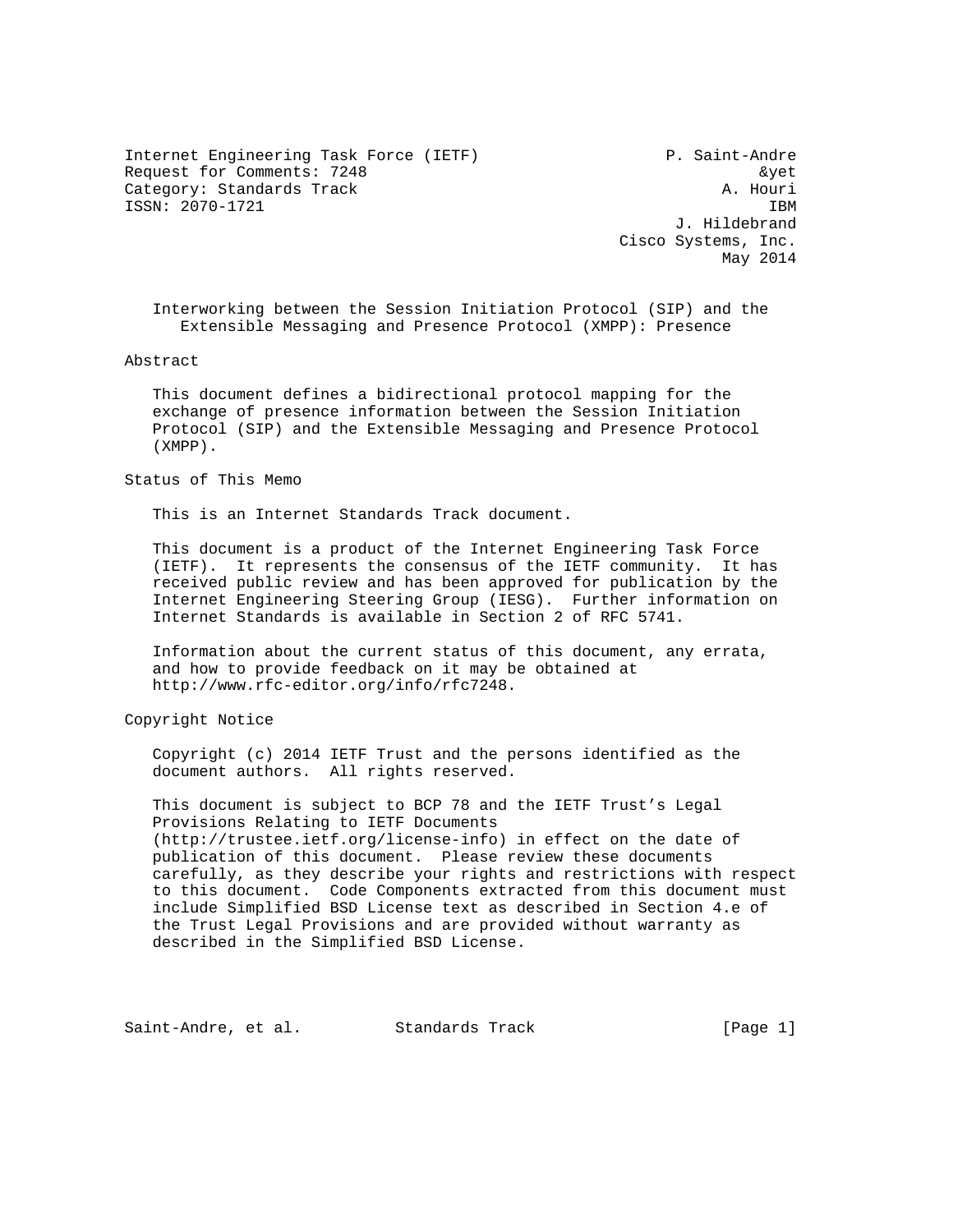Internet Engineering Task Force (IETF) P. Saint-Andre
Request for Comments: 7248 &yet
Category: Standards Track A. Houri
ISSN: 2070-1721 IBM
J. Hildebrand
Cisco Systems, Inc.
May 2014

# Interworking between the Session Initiation Protocol (SIP) and the Extensible Messaging and Presence Protocol (XMPP): Presence

## Abstract

This document defines a bidirectional protocol mapping for the exchange of presence information between the Session Initiation Protocol (SIP) and the Extensible Messaging and Presence Protocol (XMPP).

## Status of This Memo

This is an Internet Standards Track document.

This document is a product of the Internet Engineering Task Force (IETF). It represents the consensus of the IETF community. It has received public review and has been approved for publication by the Internet Engineering Steering Group (IESG). Further information on Internet Standards is available in Section 2 of RFC 5741.

Information about the current status of this document, any errata, and how to provide feedback on it may be obtained at http://www.rfc-editor.org/info/rfc7248.

## Copyright Notice

Copyright (c) 2014 IETF Trust and the persons identified as the document authors. All rights reserved.

This document is subject to BCP 78 and the IETF Trust's Legal Provisions Relating to IETF Documents (http://trustee.ietf.org/license-info) in effect on the date of publication of this document. Please review these documents carefully, as they describe your rights and restrictions with respect to this document. Code Components extracted from this document must include Simplified BSD License text as described in Section 4.e of the Trust Legal Provisions and are provided without warranty as described in the Simplified BSD License.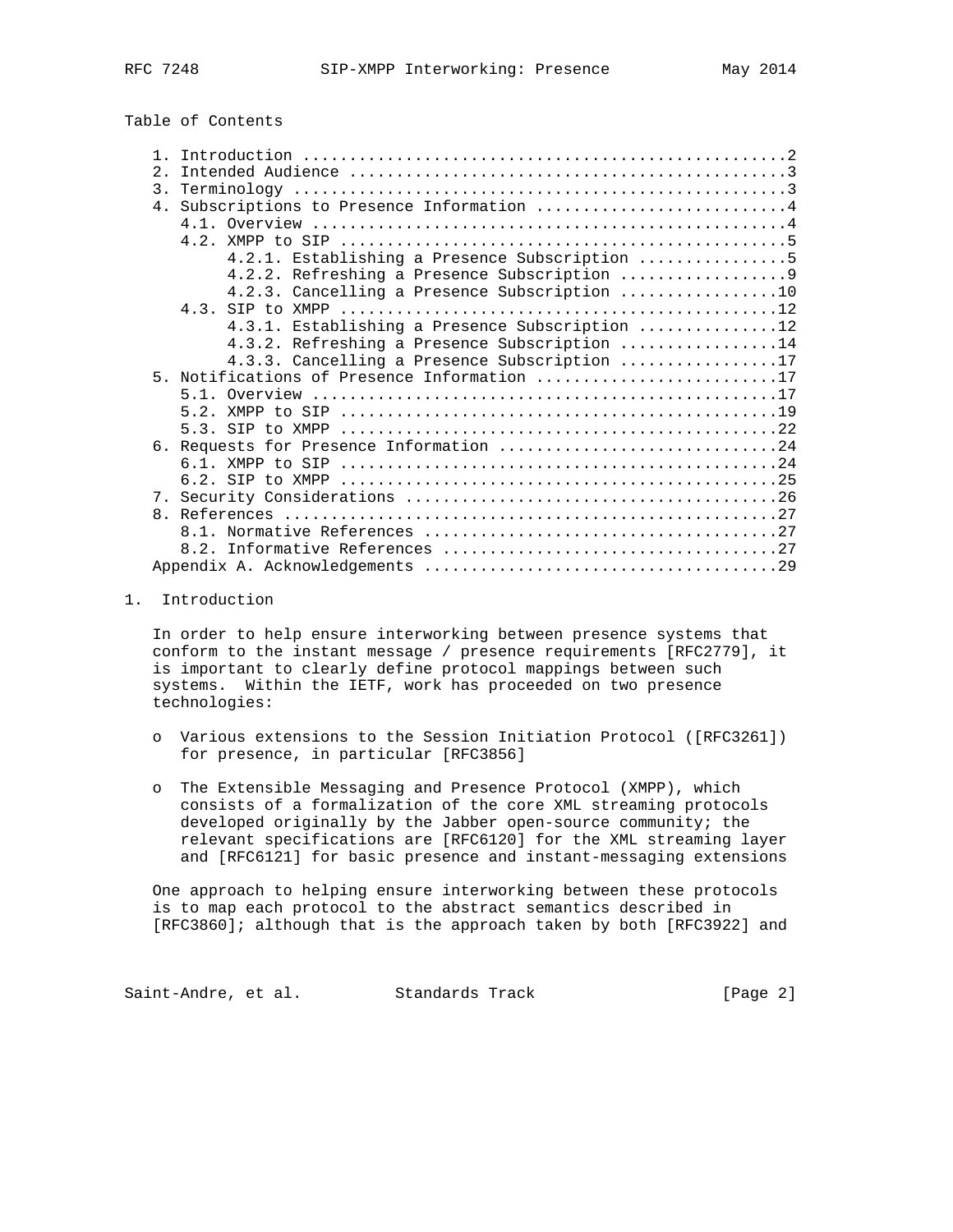Table of Contents

```
   1. Introduction ....................................................2
   2. Intended Audience ...............................................3
   3. Terminology .....................................................3
   4. Subscriptions to Presence Information ...........................4
      4.1. Overview ...................................................4
      4.2. XMPP to SIP ................................................5
           4.2.1. Establishing a Presence Subscription ................5
           4.2.2. Refreshing a Presence Subscription ..................9
           4.2.3. Cancelling a Presence Subscription .................10
      4.3. SIP to XMPP ...............................................12
           4.3.1. Establishing a Presence Subscription ...............12
           4.3.2. Refreshing a Presence Subscription .................14
           4.3.3. Cancelling a Presence Subscription .................17
   5. Notifications of Presence Information ..........................17
      5.1. Overview ..................................................17
      5.2. XMPP to SIP ...............................................19
      5.3. SIP to XMPP ...............................................22
   6. Requests for Presence Information ..............................24
      6.1. XMPP to SIP ...............................................24
      6.2. SIP to XMPP ...............................................25
   7. Security Considerations ........................................26
   8. References .....................................................27
      8.1. Normative References ......................................27
      8.2. Informative References ....................................27
   Appendix A. Acknowledgements ......................................29
```

## 1. Introduction

In order to help ensure interworking between presence systems that conform to the instant message / presence requirements [RFC2779], it is important to clearly define protocol mappings between such systems. Within the IETF, work has proceeded on two presence technologies:

- o Various extensions to the Session Initiation Protocol ([RFC3261]) for presence, in particular [RFC3856]
- o The Extensible Messaging and Presence Protocol (XMPP), which consists of a formalization of the core XML streaming protocols developed originally by the Jabber open-source community; the relevant specifications are [RFC6120] for the XML streaming layer and [RFC6121] for basic presence and instant-messaging extensions

One approach to helping ensure interworking between these protocols is to map each protocol to the abstract semantics described in [RFC3860]; although that is the approach taken by both [RFC3922] and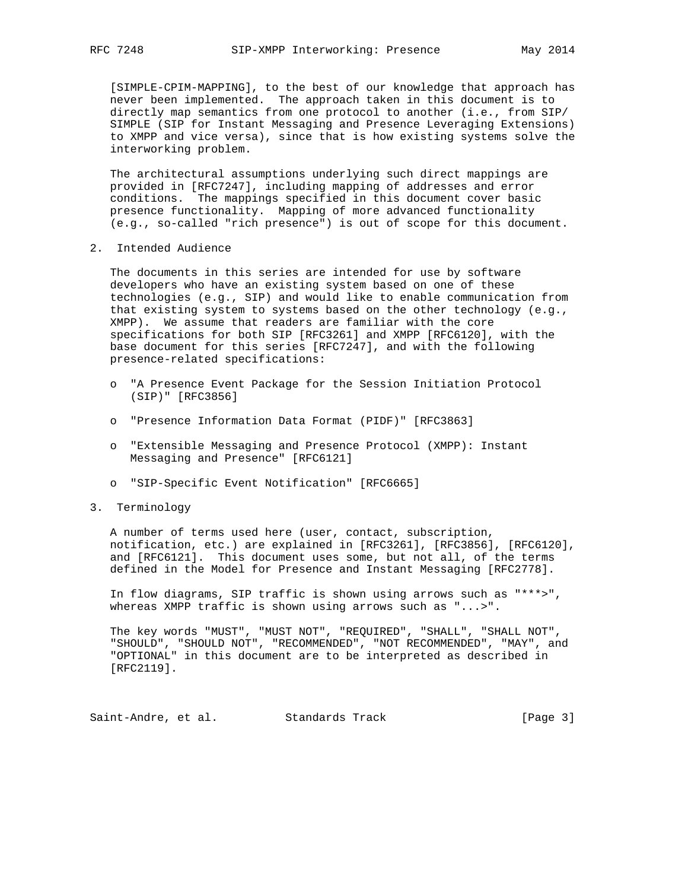[SIMPLE-CPIM-MAPPING], to the best of our knowledge that approach has never been implemented. The approach taken in this document is to directly map semantics from one protocol to another (i.e., from SIP/ SIMPLE (SIP for Instant Messaging and Presence Leveraging Extensions) to XMPP and vice versa), since that is how existing systems solve the interworking problem.

The architectural assumptions underlying such direct mappings are provided in [RFC7247], including mapping of addresses and error conditions. The mappings specified in this document cover basic presence functionality. Mapping of more advanced functionality (e.g., so-called "rich presence") is out of scope for this document.

## 2. Intended Audience

The documents in this series are intended for use by software developers who have an existing system based on one of these technologies (e.g., SIP) and would like to enable communication from that existing system to systems based on the other technology (e.g., XMPP). We assume that readers are familiar with the core specifications for both SIP [RFC3261] and XMPP [RFC6120], with the base document for this series [RFC7247], and with the following presence-related specifications:

- "A Presence Event Package for the Session Initiation Protocol (SIP)" [RFC3856]
- "Presence Information Data Format (PIDF)" [RFC3863]
- "Extensible Messaging and Presence Protocol (XMPP): Instant Messaging and Presence" [RFC6121]
- "SIP-Specific Event Notification" [RFC6665]

## 3. Terminology

A number of terms used here (user, contact, subscription, notification, etc.) are explained in [RFC3261], [RFC3856], [RFC6120], and [RFC6121]. This document uses some, but not all, of the terms defined in the Model for Presence and Instant Messaging [RFC2778].

In flow diagrams, SIP traffic is shown using arrows such as "***>", whereas XMPP traffic is shown using arrows such as "...>".

The key words "MUST", "MUST NOT", "REQUIRED", "SHALL", "SHALL NOT", "SHOULD", "SHOULD NOT", "RECOMMENDED", "NOT RECOMMENDED", "MAY", and "OPTIONAL" in this document are to be interpreted as described in [RFC2119].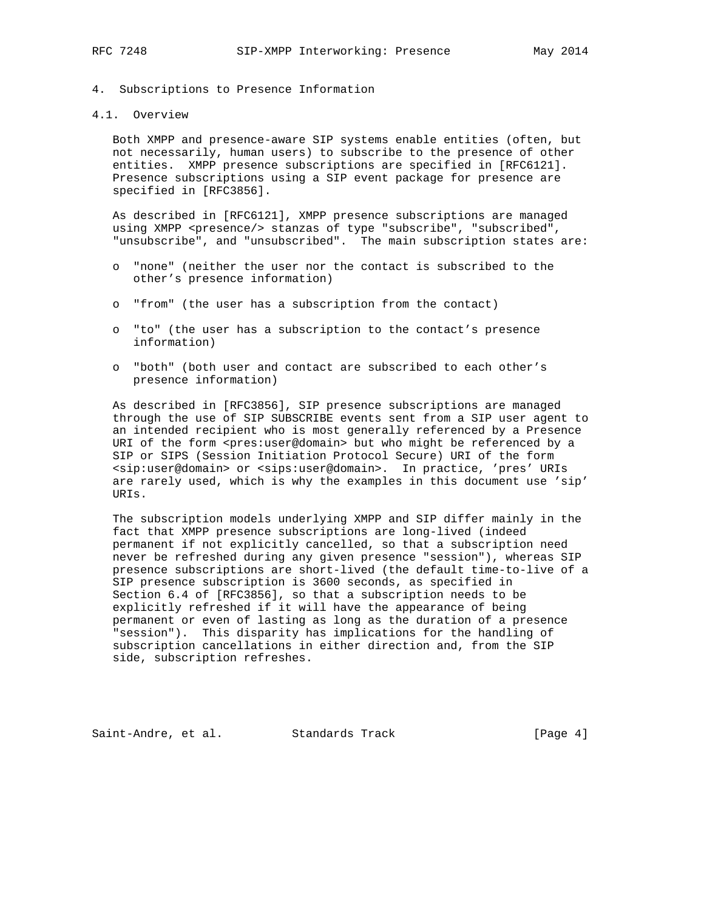## 4. Subscriptions to Presence Information

### 4.1. Overview

Both XMPP and presence-aware SIP systems enable entities (often, but not necessarily, human users) to subscribe to the presence of other entities. XMPP presence subscriptions are specified in [RFC6121]. Presence subscriptions using a SIP event package for presence are specified in [RFC3856].

As described in [RFC6121], XMPP presence subscriptions are managed using XMPP <presence/> stanzas of type "subscribe", "subscribed", "unsubscribe", and "unsubscribed". The main subscription states are:

- "none" (neither the user nor the contact is subscribed to the other's presence information)
- "from" (the user has a subscription from the contact)
- "to" (the user has a subscription to the contact's presence information)
- "both" (both user and contact are subscribed to each other's presence information)

As described in [RFC3856], SIP presence subscriptions are managed through the use of SIP SUBSCRIBE events sent from a SIP user agent to an intended recipient who is most generally referenced by a Presence URI of the form <pres:user@domain> but who might be referenced by a SIP or SIPS (Session Initiation Protocol Secure) URI of the form <sip:user@domain> or <sips:user@domain>. In practice, 'pres' URIs are rarely used, which is why the examples in this document use 'sip' URIs.

The subscription models underlying XMPP and SIP differ mainly in the fact that XMPP presence subscriptions are long-lived (indeed permanent if not explicitly cancelled, so that a subscription need never be refreshed during any given presence "session"), whereas SIP presence subscriptions are short-lived (the default time-to-live of a SIP presence subscription is 3600 seconds, as specified in Section 6.4 of [RFC3856], so that a subscription needs to be explicitly refreshed if it will have the appearance of being permanent or even of lasting as long as the duration of a presence "session"). This disparity has implications for the handling of subscription cancellations in either direction and, from the SIP side, subscription refreshes.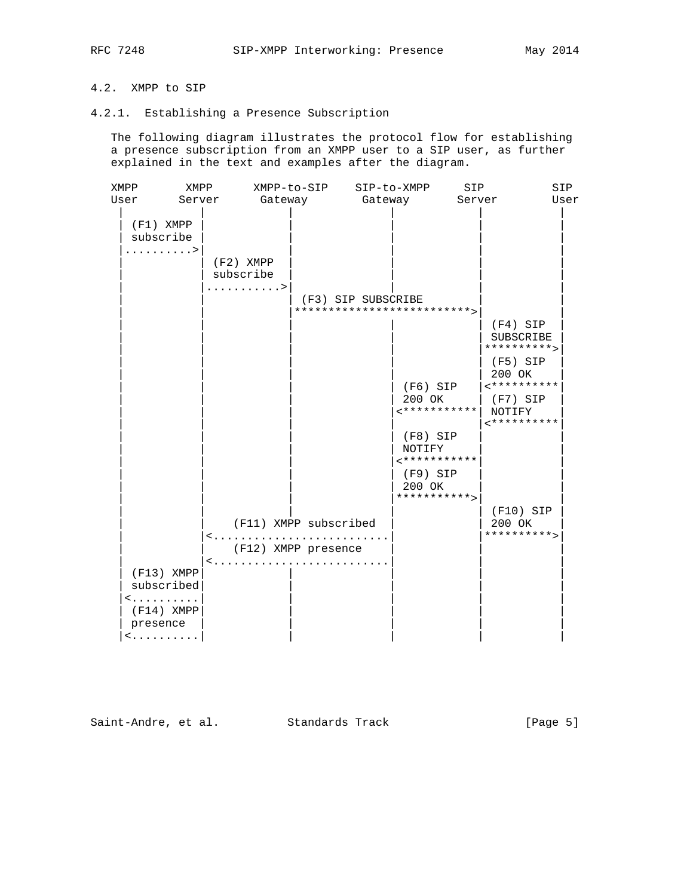### 4.2. XMPP to SIP

#### 4.2.1. Establishing a Presence Subscription

The following diagram illustrates the protocol flow for establishing a presence subscription from an XMPP user to a SIP user, as further explained in the text and examples after the diagram.

```
XMPP       XMPP      XMPP-to-SIP    SIP-to-XMPP     SIP          SIP
User      Server      Gateway        Gateway       Server        User
 |           |           |              |             |            |
 | (F1) XMPP |           |              |             |            |
 | subscribe |           |              |             |            |
 |..........>|           |              |             |            |
 |           | (F2) XMPP |              |             |            |
 |           | subscribe |              |             |            |
 |           |..........>|              |             |            |
 |           |           | (F3) SIP SUBSCRIBE         |            |
 |           |           |*************************>|            |
 |           |           |              |             | (F4) SIP   |
 |           |           |              |             | SUBSCRIBE  |
 |           |           |              |             |**********>|
 |           |           |              |             | (F5) SIP   |
 |           |           |              |             | 200 OK     |
 |           |           |              | (F6) SIP    |<**********|
 |           |           |              | 200 OK      | (F7) SIP   |
 |           |           |              |<***********| NOTIFY     |
 |           |           |              |             |<**********|
 |           |           |              | (F8) SIP    |            |
 |           |           |              | NOTIFY      |            |
 |           |           |              |<***********|            |
 |           |           |              | (F9) SIP    |            |
 |           |           |              | 200 OK      |            |
 |           |           |              |***********>|            |
 |           |           |              |             | (F10) SIP  |
 |           |    (F11) XMPP subscribed |             | 200 OK     |
 |           |<.........................|             |**********>|
 |           |    (F12) XMPP presence   |             |            |
 |           |<.........................|             |            |
 | (F13) XMPP|           |              |             |            |
 | subscribed|           |              |             |            |
 |<..........|           |              |             |            |
 | (F14) XMPP|           |              |             |            |
 | presence  |           |              |             |            |
 |<..........|           |              |             |            |
```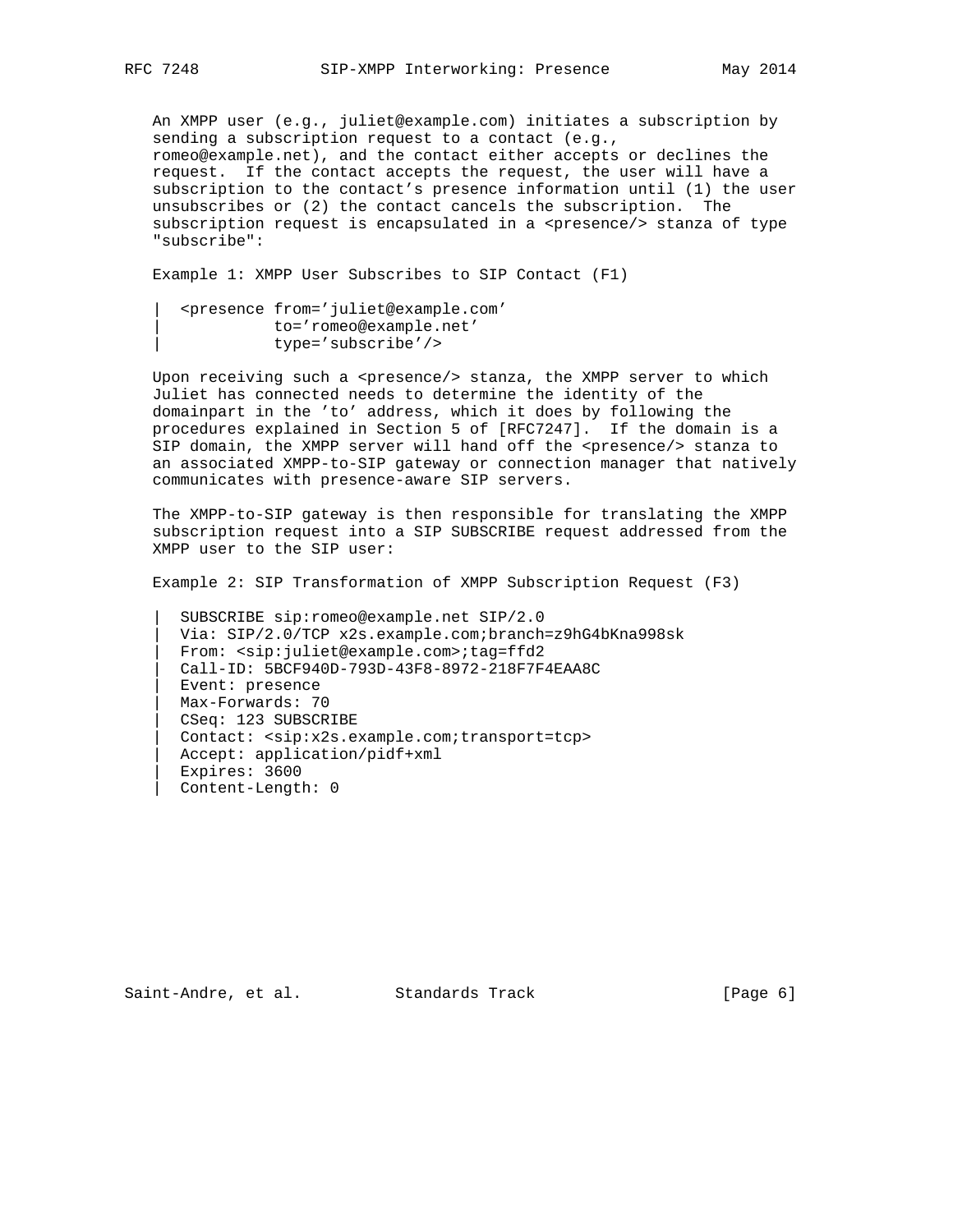An XMPP user (e.g., juliet@example.com) initiates a subscription by sending a subscription request to a contact (e.g., romeo@example.net), and the contact either accepts or declines the request. If the contact accepts the request, the user will have a subscription to the contact's presence information until (1) the user unsubscribes or (2) the contact cancels the subscription. The subscription request is encapsulated in a <presence/> stanza of type "subscribe":

Example 1: XMPP User Subscribes to SIP Contact (F1)

```
|  <presence from='juliet@example.com'
|            to='romeo@example.net'
|            type='subscribe'/>
```

Upon receiving such a <presence/> stanza, the XMPP server to which Juliet has connected needs to determine the identity of the domainpart in the 'to' address, which it does by following the procedures explained in Section 5 of [RFC7247]. If the domain is a SIP domain, the XMPP server will hand off the <presence/> stanza to an associated XMPP-to-SIP gateway or connection manager that natively communicates with presence-aware SIP servers.

The XMPP-to-SIP gateway is then responsible for translating the XMPP subscription request into a SIP SUBSCRIBE request addressed from the XMPP user to the SIP user:

Example 2: SIP Transformation of XMPP Subscription Request (F3)

```
|  SUBSCRIBE sip:romeo@example.net SIP/2.0
|  Via: SIP/2.0/TCP x2s.example.com;branch=z9hG4bKna998sk
|  From: <sip:juliet@example.com>;tag=ffd2
|  Call-ID: 5BCF940D-793D-43F8-8972-218F7F4EAA8C
|  Event: presence
|  Max-Forwards: 70
|  CSeq: 123 SUBSCRIBE
|  Contact: <sip:x2s.example.com;transport=tcp>
|  Accept: application/pidf+xml
|  Expires: 3600
|  Content-Length: 0
```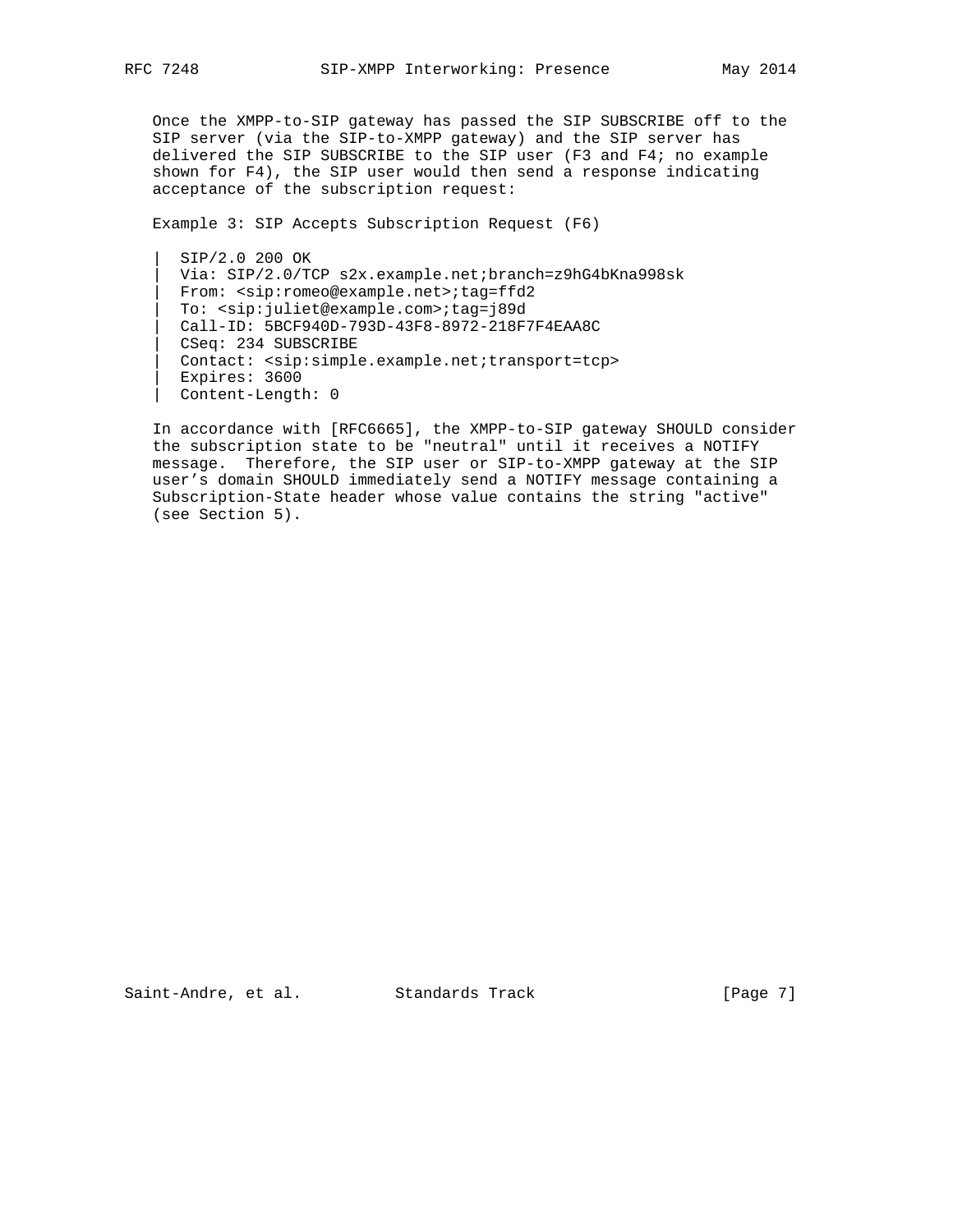Once the XMPP-to-SIP gateway has passed the SIP SUBSCRIBE off to the SIP server (via the SIP-to-XMPP gateway) and the SIP server has delivered the SIP SUBSCRIBE to the SIP user (F3 and F4; no example shown for F4), the SIP user would then send a response indicating acceptance of the subscription request:

Example 3: SIP Accepts Subscription Request (F6)

```
|  SIP/2.0 200 OK
|  Via: SIP/2.0/TCP s2x.example.net;branch=z9hG4bKna998sk
|  From: <sip:romeo@example.net>;tag=ffd2
|  To: <sip:juliet@example.com>;tag=j89d
|  Call-ID: 5BCF940D-793D-43F8-8972-218F7F4EAA8C
|  CSeq: 234 SUBSCRIBE
|  Contact: <sip:simple.example.net;transport=tcp>
|  Expires: 3600
|  Content-Length: 0
```

In accordance with [RFC6665], the XMPP-to-SIP gateway SHOULD consider the subscription state to be "neutral" until it receives a NOTIFY message. Therefore, the SIP user or SIP-to-XMPP gateway at the SIP user's domain SHOULD immediately send a NOTIFY message containing a Subscription-State header whose value contains the string "active" (see Section 5).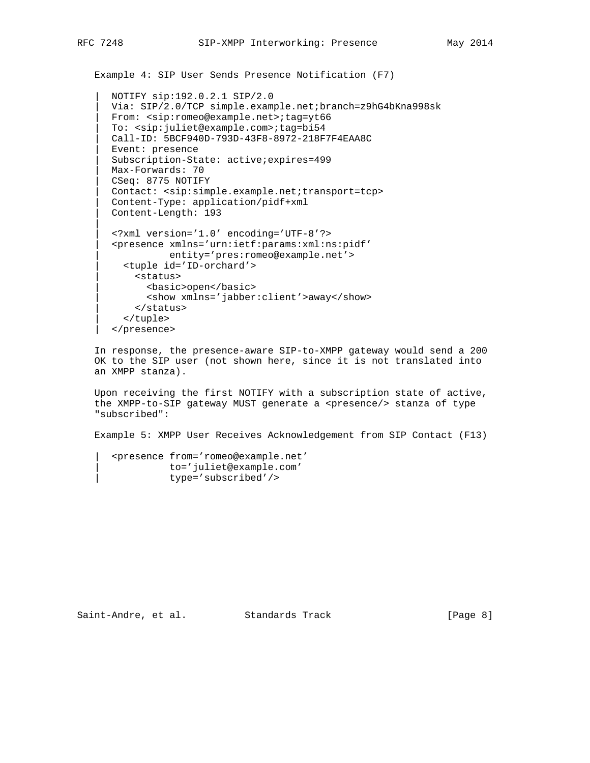Example 4: SIP User Sends Presence Notification (F7)

```
|  NOTIFY sip:192.0.2.1 SIP/2.0
|  Via: SIP/2.0/TCP simple.example.net;branch=z9hG4bKna998sk
|  From: <sip:romeo@example.net>;tag=yt66
|  To: <sip:juliet@example.com>;tag=bi54
|  Call-ID: 5BCF940D-793D-43F8-8972-218F7F4EAA8C
|  Event: presence
|  Subscription-State: active;expires=499
|  Max-Forwards: 70
|  CSeq: 8775 NOTIFY
|  Contact: <sip:simple.example.net;transport=tcp>
|  Content-Type: application/pidf+xml
|  Content-Length: 193
|
|  <?xml version='1.0' encoding='UTF-8'?>
|  <presence xmlns='urn:ietf:params:xml:ns:pidf'
|            entity='pres:romeo@example.net'>
|    <tuple id='ID-orchard'>
|      <status>
|        <basic>open</basic>
|        <show xmlns='jabber:client'>away</show>
|      </status>
|    </tuple>
|  </presence>
```

In response, the presence-aware SIP-to-XMPP gateway would send a 200 OK to the SIP user (not shown here, since it is not translated into an XMPP stanza).

Upon receiving the first NOTIFY with a subscription state of active, the XMPP-to-SIP gateway MUST generate a <presence/> stanza of type "subscribed":

Example 5: XMPP User Receives Acknowledgement from SIP Contact (F13)

```
|  <presence from='romeo@example.net'
|            to='juliet@example.com'
|            type='subscribed'/>
```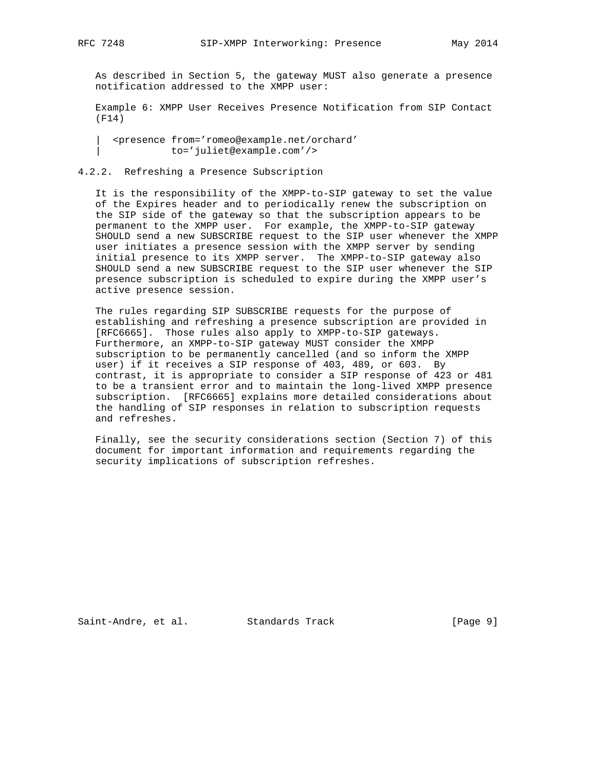As described in Section 5, the gateway MUST also generate a presence notification addressed to the XMPP user:

Example 6: XMPP User Receives Presence Notification from SIP Contact (F14)

```
| <presence from='romeo@example.net/orchard'
|           to='juliet@example.com'/>
```

### 4.2.2. Refreshing a Presence Subscription

It is the responsibility of the XMPP-to-SIP gateway to set the value of the Expires header and to periodically renew the subscription on the SIP side of the gateway so that the subscription appears to be permanent to the XMPP user. For example, the XMPP-to-SIP gateway SHOULD send a new SUBSCRIBE request to the SIP user whenever the XMPP user initiates a presence session with the XMPP server by sending initial presence to its XMPP server. The XMPP-to-SIP gateway also SHOULD send a new SUBSCRIBE request to the SIP user whenever the SIP presence subscription is scheduled to expire during the XMPP user's active presence session.

The rules regarding SIP SUBSCRIBE requests for the purpose of establishing and refreshing a presence subscription are provided in [RFC6665]. Those rules also apply to XMPP-to-SIP gateways. Furthermore, an XMPP-to-SIP gateway MUST consider the XMPP subscription to be permanently cancelled (and so inform the XMPP user) if it receives a SIP response of 403, 489, or 603. By contrast, it is appropriate to consider a SIP response of 423 or 481 to be a transient error and to maintain the long-lived XMPP presence subscription. [RFC6665] explains more detailed considerations about the handling of SIP responses in relation to subscription requests and refreshes.

Finally, see the security considerations section (Section 7) of this document for important information and requirements regarding the security implications of subscription refreshes.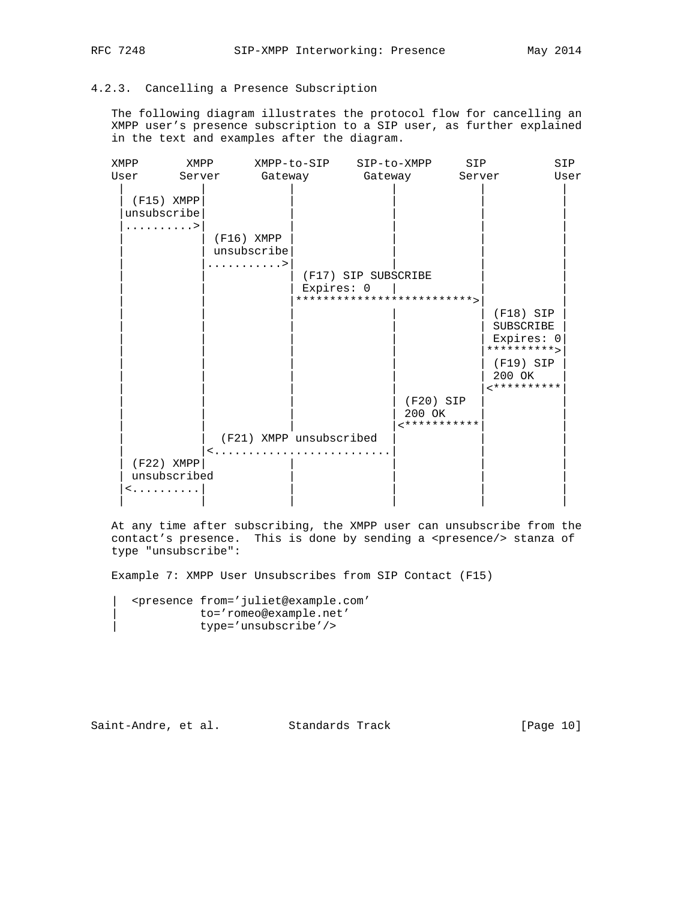### 4.2.3. Cancelling a Presence Subscription

The following diagram illustrates the protocol flow for cancelling an XMPP user's presence subscription to a SIP user, as further explained in the text and examples after the diagram.

```
XMPP       XMPP      XMPP-to-SIP    SIP-to-XMPP     SIP          SIP
User      Server      Gateway        Gateway       Server        User
  |          |            |              |            |            |
  | (F15) XMPP|           |              |            |            |
  |unsubscribe|           |              |            |            |
  |..........>|           |              |            |            |
  |          | (F16) XMPP |              |            |            |
  |          | unsubscribe|              |            |            |
  |          |...........>|              |            |            |
  |          |            | (F17) SIP SUBSCRIBE       |            |
  |          |            | Expires: 0   |            |            |
  |          |            |*************************>|            |
  |          |            |              |            | (F18) SIP  |
  |          |            |              |            | SUBSCRIBE  |
  |          |            |              |            | Expires: 0 |
  |          |            |              |            |**********>|
  |          |            |              |            | (F19) SIP  |
  |          |            |              |            | 200 OK     |
  |          |            |              |            |<**********|
  |          |            |              | (F20) SIP  |            |
  |          |            |              | 200 OK     |            |
  |          |            |              |<***********|            |
  |          |  (F21) XMPP unsubscribed  |            |            |
  |          |<..........................|            |            |
  | (F22) XMPP|           |              |            |            |
  | unsubscribed          |              |            |            |
  |<..........|           |              |            |            |
  |          |            |              |            |            |
```

At any time after subscribing, the XMPP user can unsubscribe from the contact's presence. This is done by sending a <presence/> stanza of type "unsubscribe":

Example 7: XMPP User Unsubscribes from SIP Contact (F15)

```
|  <presence from='juliet@example.com'
|            to='romeo@example.net'
|            type='unsubscribe'/>
```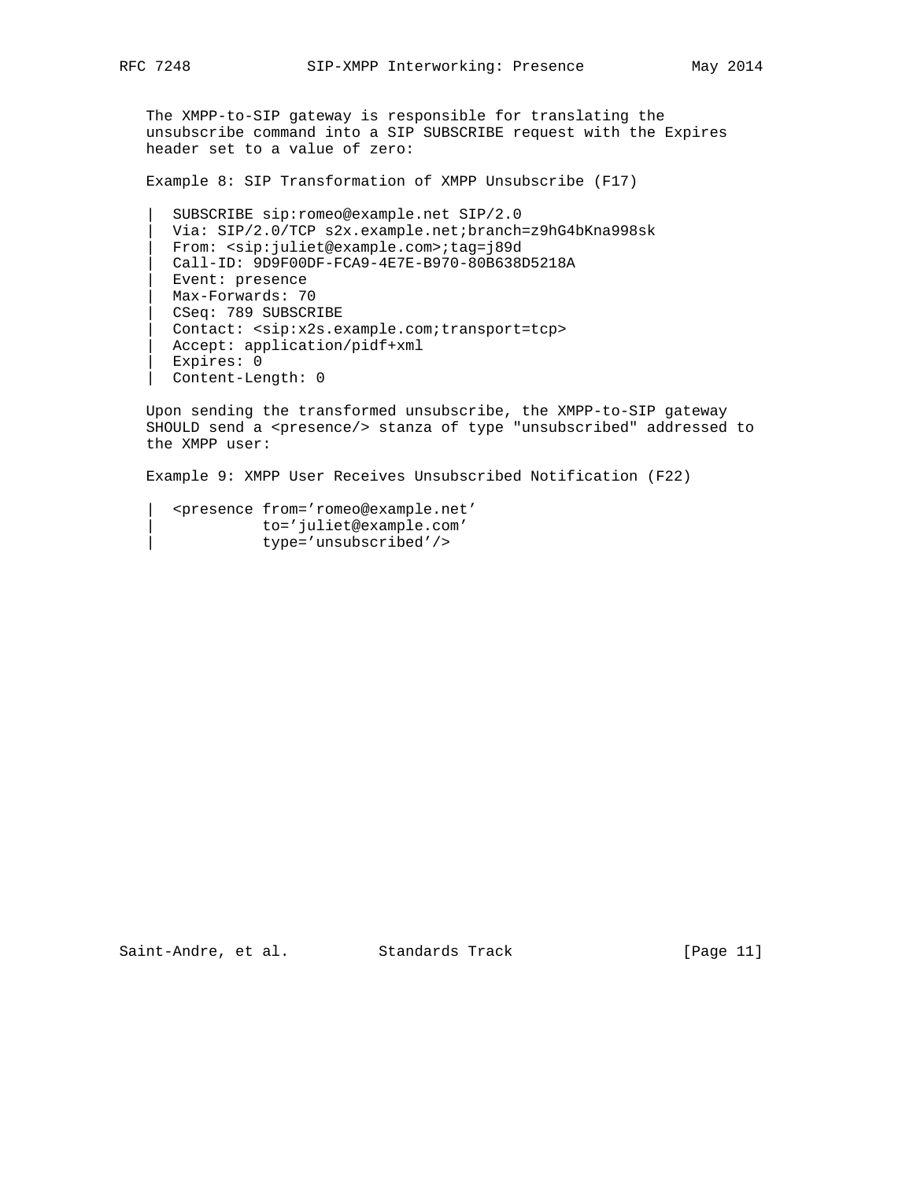The XMPP-to-SIP gateway is responsible for translating the unsubscribe command into a SIP SUBSCRIBE request with the Expires header set to a value of zero:

Example 8: SIP Transformation of XMPP Unsubscribe (F17)

```
|  SUBSCRIBE sip:romeo@example.net SIP/2.0
|  Via: SIP/2.0/TCP s2x.example.net;branch=z9hG4bKna998sk
|  From: <sip:juliet@example.com>;tag=j89d
|  Call-ID: 9D9F00DF-FCA9-4E7E-B970-80B638D5218A
|  Event: presence
|  Max-Forwards: 70
|  CSeq: 789 SUBSCRIBE
|  Contact: <sip:x2s.example.com;transport=tcp>
|  Accept: application/pidf+xml
|  Expires: 0
|  Content-Length: 0
```

Upon sending the transformed unsubscribe, the XMPP-to-SIP gateway SHOULD send a <presence/> stanza of type "unsubscribed" addressed to the XMPP user:

Example 9: XMPP User Receives Unsubscribed Notification (F22)

```
|  <presence from='romeo@example.net'
|            to='juliet@example.com'
|            type='unsubscribed'/>
```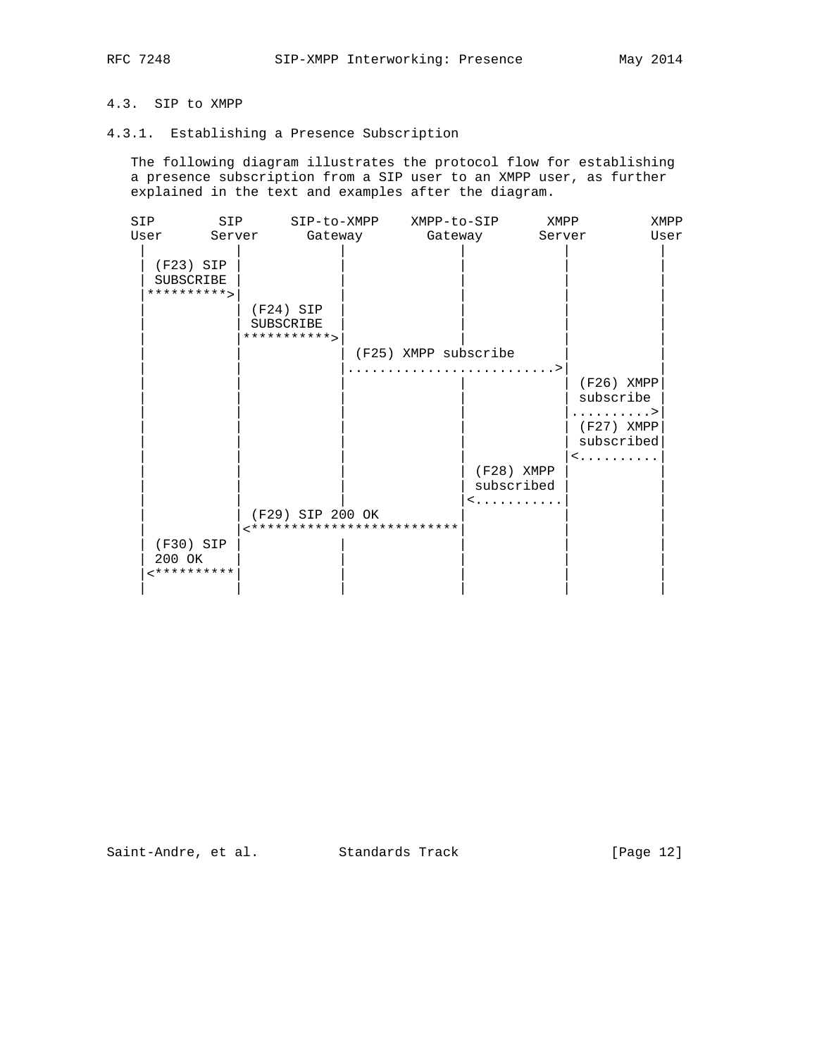### 4.3. SIP to XMPP

#### 4.3.1. Establishing a Presence Subscription

The following diagram illustrates the protocol flow for establishing a presence subscription from a SIP user to an XMPP user, as further explained in the text and examples after the diagram.

```
SIP        SIP      SIP-to-XMPP    XMPP-to-SIP      XMPP         XMPP
User      Server      Gateway        Gateway       Server        User
 |           |            |              |            |            |
 | (F23) SIP |            |              |            |            |
 | SUBSCRIBE |            |              |            |            |
 |*********>|            |              |            |            |
 |           | (F24) SIP  |              |            |            |
 |           | SUBSCRIBE  |              |            |            |
 |           |**********>|              |            |            |
 |           |            | (F25) XMPP subscribe      |            |
 |           |            |.........................>|            |
 |           |            |              |            | (F26) XMPP|
 |           |            |              |            | subscribe |
 |           |            |              |            |.........>|
 |           |            |              |            | (F27) XMPP|
 |           |            |              |            | subscribed|
 |           |            |              |            |<.........|
 |           |            |              | (F28) XMPP |            |
 |           |            |              | subscribed |            |
 |           |            |              |<..........|            |
 |           | (F29) SIP 200 OK          |            |            |
 |           |<*************************|            |            |
 | (F30) SIP |            |              |            |            |
 | 200 OK    |            |              |            |            |
 |<*********|            |              |            |            |
 |           |            |              |            |            |
```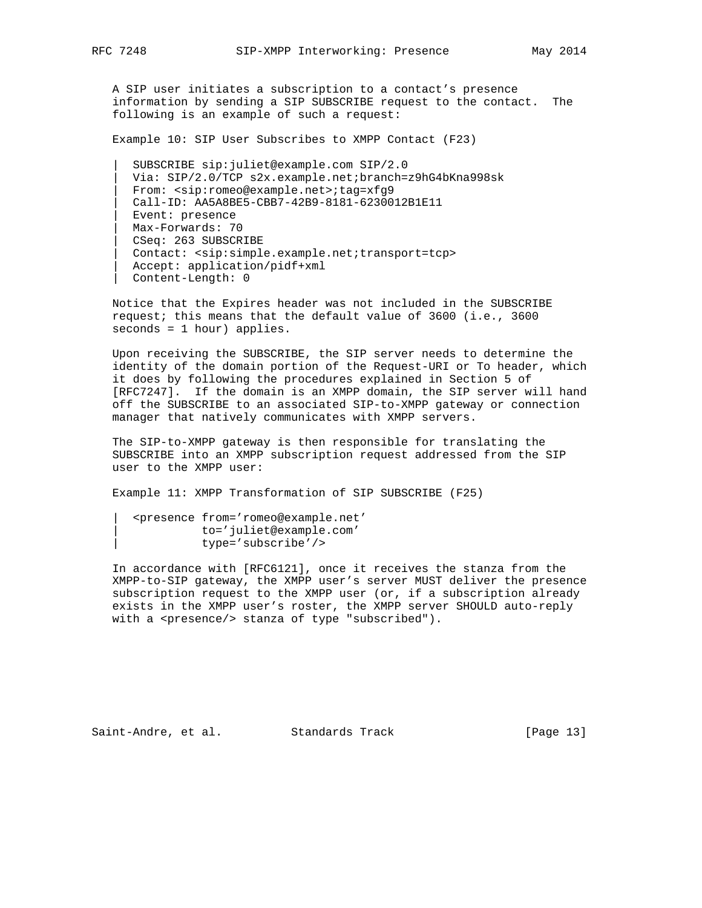A SIP user initiates a subscription to a contact's presence information by sending a SIP SUBSCRIBE request to the contact. The following is an example of such a request:

Example 10: SIP User Subscribes to XMPP Contact (F23)

```
|  SUBSCRIBE sip:juliet@example.com SIP/2.0
|  Via: SIP/2.0/TCP s2x.example.net;branch=z9hG4bKna998sk
|  From: <sip:romeo@example.net>;tag=xfg9
|  Call-ID: AA5A8BE5-CBB7-42B9-8181-6230012B1E11
|  Event: presence
|  Max-Forwards: 70
|  CSeq: 263 SUBSCRIBE
|  Contact: <sip:simple.example.net;transport=tcp>
|  Accept: application/pidf+xml
|  Content-Length: 0
```

Notice that the Expires header was not included in the SUBSCRIBE request; this means that the default value of 3600 (i.e., 3600 seconds = 1 hour) applies.

Upon receiving the SUBSCRIBE, the SIP server needs to determine the identity of the domain portion of the Request-URI or To header, which it does by following the procedures explained in Section 5 of [RFC7247]. If the domain is an XMPP domain, the SIP server will hand off the SUBSCRIBE to an associated SIP-to-XMPP gateway or connection manager that natively communicates with XMPP servers.

The SIP-to-XMPP gateway is then responsible for translating the SUBSCRIBE into an XMPP subscription request addressed from the SIP user to the XMPP user:

Example 11: XMPP Transformation of SIP SUBSCRIBE (F25)

```
|  <presence from='romeo@example.net'
|            to='juliet@example.com'
|            type='subscribe'/>
```

In accordance with [RFC6121], once it receives the stanza from the XMPP-to-SIP gateway, the XMPP user's server MUST deliver the presence subscription request to the XMPP user (or, if a subscription already exists in the XMPP user's roster, the XMPP server SHOULD auto-reply with a <presence/> stanza of type "subscribed").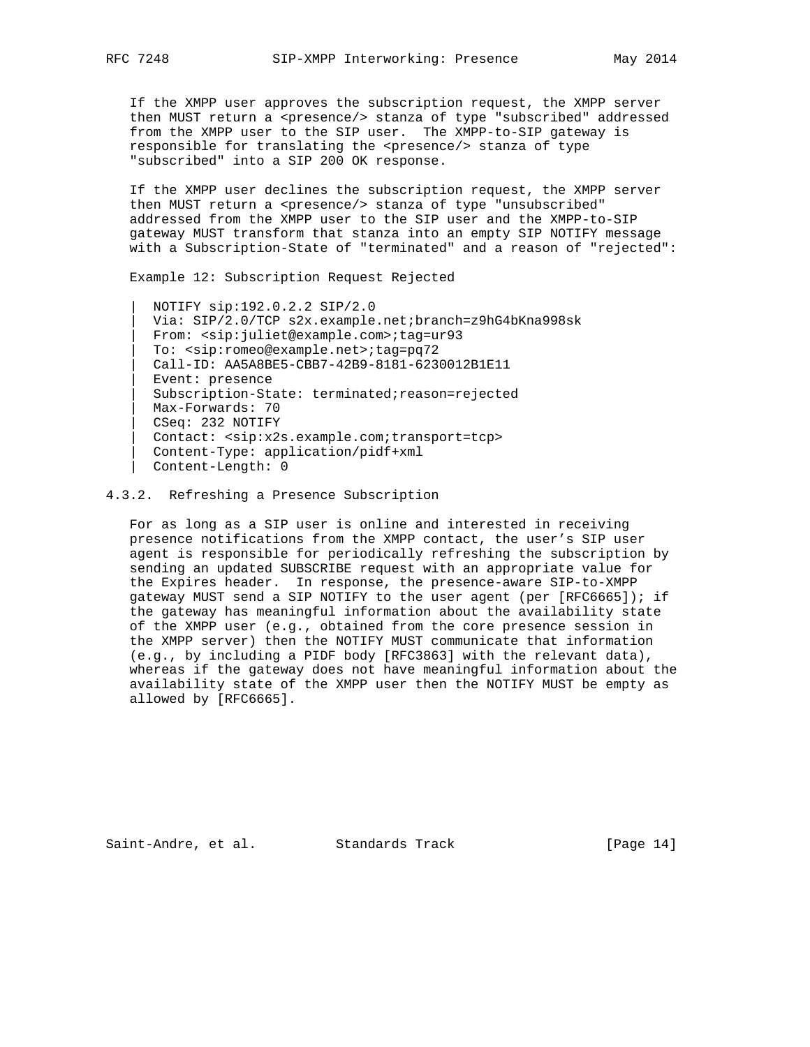If the XMPP user approves the subscription request, the XMPP server then MUST return a <presence/> stanza of type "subscribed" addressed from the XMPP user to the SIP user. The XMPP-to-SIP gateway is responsible for translating the <presence/> stanza of type "subscribed" into a SIP 200 OK response.

If the XMPP user declines the subscription request, the XMPP server then MUST return a <presence/> stanza of type "unsubscribed" addressed from the XMPP user to the SIP user and the XMPP-to-SIP gateway MUST transform that stanza into an empty SIP NOTIFY message with a Subscription-State of "terminated" and a reason of "rejected":

Example 12: Subscription Request Rejected

```
|  NOTIFY sip:192.0.2.2 SIP/2.0
|  Via: SIP/2.0/TCP s2x.example.net;branch=z9hG4bKna998sk
|  From: <sip:juliet@example.com>;tag=ur93
|  To: <sip:romeo@example.net>;tag=pq72
|  Call-ID: AA5A8BE5-CBB7-42B9-8181-6230012B1E11
|  Event: presence
|  Subscription-State: terminated;reason=rejected
|  Max-Forwards: 70
|  CSeq: 232 NOTIFY
|  Contact: <sip:x2s.example.com;transport=tcp>
|  Content-Type: application/pidf+xml
|  Content-Length: 0
```

### 4.3.2. Refreshing a Presence Subscription

For as long as a SIP user is online and interested in receiving presence notifications from the XMPP contact, the user's SIP user agent is responsible for periodically refreshing the subscription by sending an updated SUBSCRIBE request with an appropriate value for the Expires header. In response, the presence-aware SIP-to-XMPP gateway MUST send a SIP NOTIFY to the user agent (per [RFC6665]); if the gateway has meaningful information about the availability state of the XMPP user (e.g., obtained from the core presence session in the XMPP server) then the NOTIFY MUST communicate that information (e.g., by including a PIDF body [RFC3863] with the relevant data), whereas if the gateway does not have meaningful information about the availability state of the XMPP user then the NOTIFY MUST be empty as allowed by [RFC6665].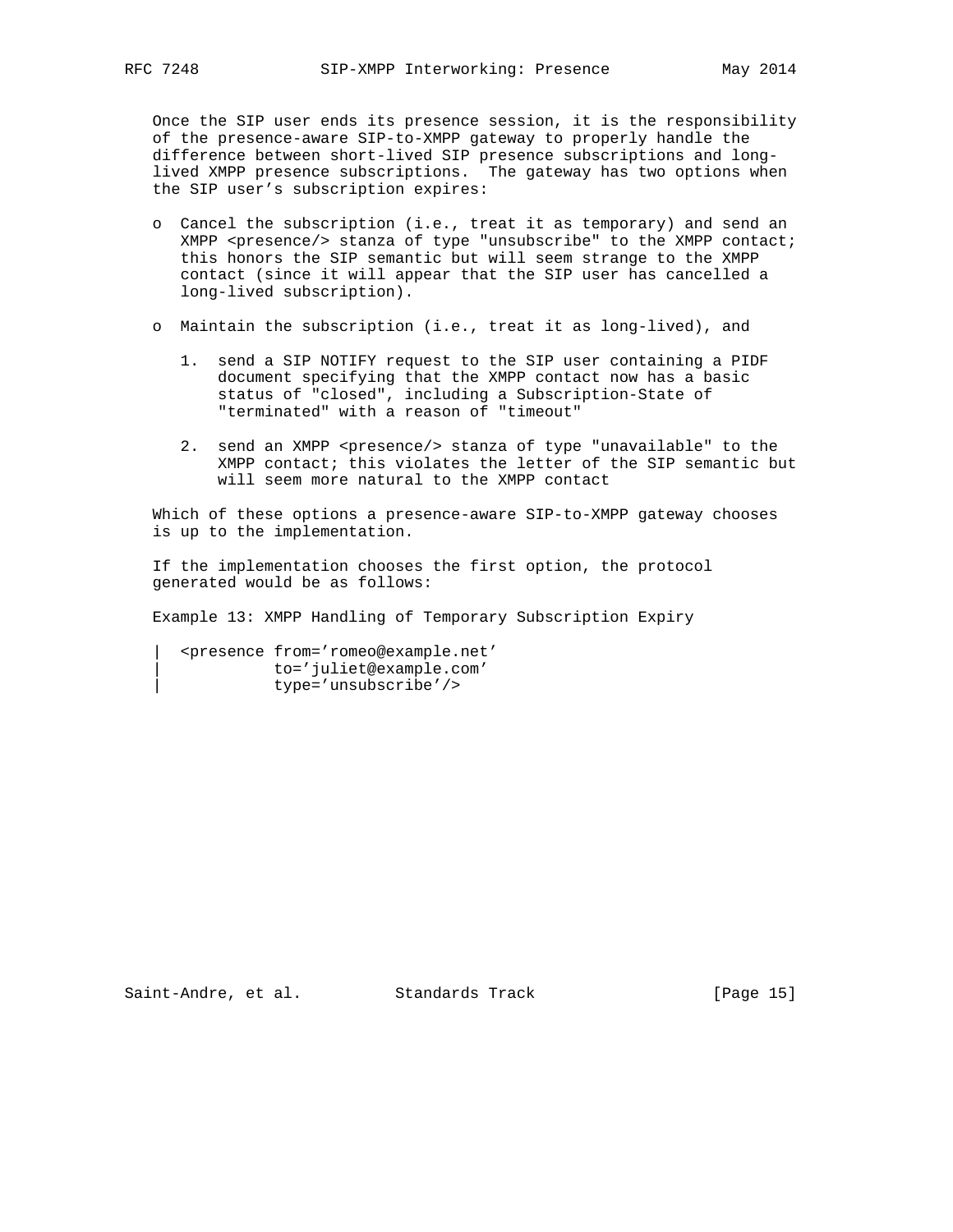Once the SIP user ends its presence session, it is the responsibility of the presence-aware SIP-to-XMPP gateway to properly handle the difference between short-lived SIP presence subscriptions and long-lived XMPP presence subscriptions. The gateway has two options when the SIP user's subscription expires:

- Cancel the subscription (i.e., treat it as temporary) and send an XMPP <presence/> stanza of type "unsubscribe" to the XMPP contact; this honors the SIP semantic but will seem strange to the XMPP contact (since it will appear that the SIP user has cancelled a long-lived subscription).

- Maintain the subscription (i.e., treat it as long-lived), and

  1. send a SIP NOTIFY request to the SIP user containing a PIDF document specifying that the XMPP contact now has a basic status of "closed", including a Subscription-State of "terminated" with a reason of "timeout"

  2. send an XMPP <presence/> stanza of type "unavailable" to the XMPP contact; this violates the letter of the SIP semantic but will seem more natural to the XMPP contact

Which of these options a presence-aware SIP-to-XMPP gateway chooses is up to the implementation.

If the implementation chooses the first option, the protocol generated would be as follows:

Example 13: XMPP Handling of Temporary Subscription Expiry

```
| <presence from='romeo@example.net'
|           to='juliet@example.com'
|           type='unsubscribe'/>
```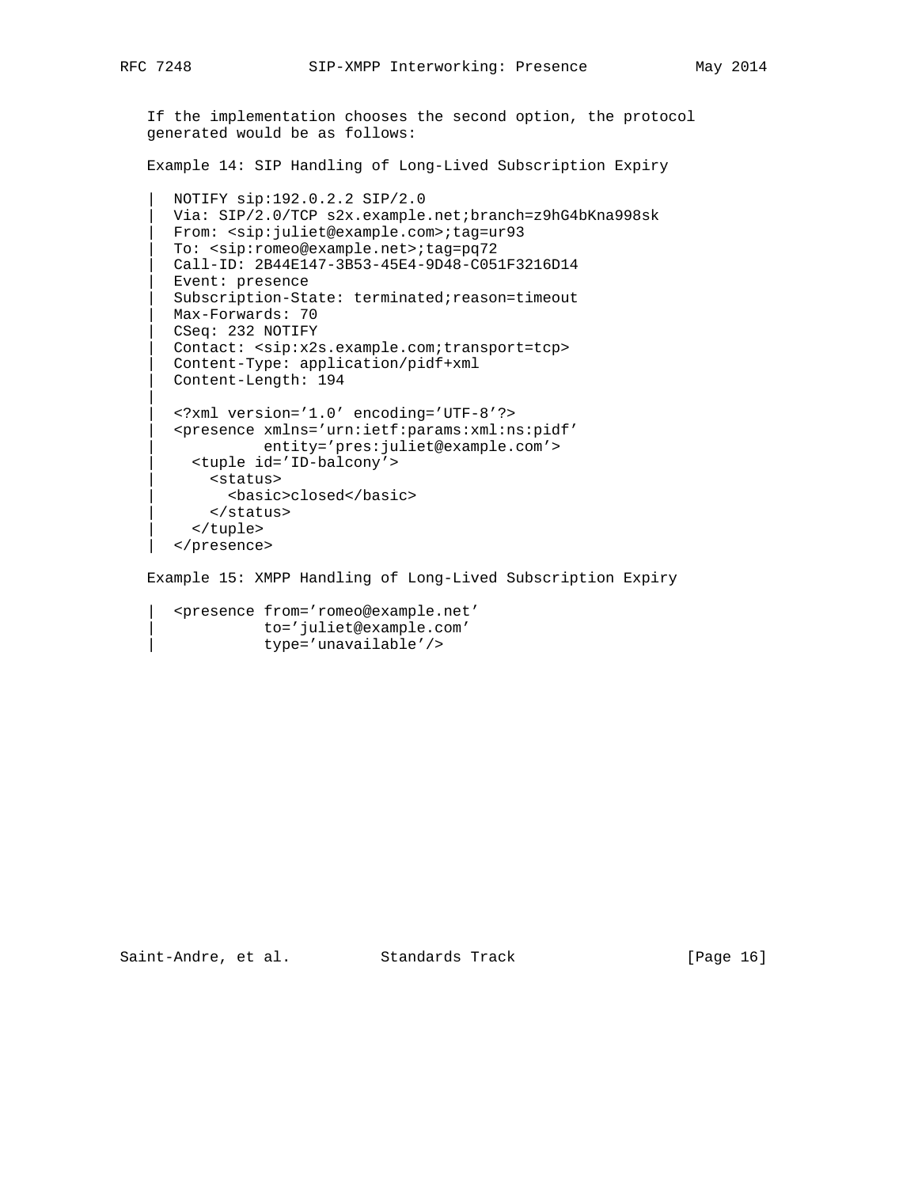If the implementation chooses the second option, the protocol generated would be as follows:

Example 14: SIP Handling of Long-Lived Subscription Expiry

```
|  NOTIFY sip:192.0.2.2 SIP/2.0
|  Via: SIP/2.0/TCP s2x.example.net;branch=z9hG4bKna998sk
|  From: <sip:juliet@example.com>;tag=ur93
|  To: <sip:romeo@example.net>;tag=pq72
|  Call-ID: 2B44E147-3B53-45E4-9D48-C051F3216D14
|  Event: presence
|  Subscription-State: terminated;reason=timeout
|  Max-Forwards: 70
|  CSeq: 232 NOTIFY
|  Contact: <sip:x2s.example.com;transport=tcp>
|  Content-Type: application/pidf+xml
|  Content-Length: 194
|
|  <?xml version='1.0' encoding='UTF-8'?>
|  <presence xmlns='urn:ietf:params:xml:ns:pidf'
|            entity='pres:juliet@example.com'>
|    <tuple id='ID-balcony'>
|      <status>
|        <basic>closed</basic>
|      </status>
|    </tuple>
|  </presence>
```

Example 15: XMPP Handling of Long-Lived Subscription Expiry

```
|  <presence from='romeo@example.net'
|            to='juliet@example.com'
|            type='unavailable'/>
```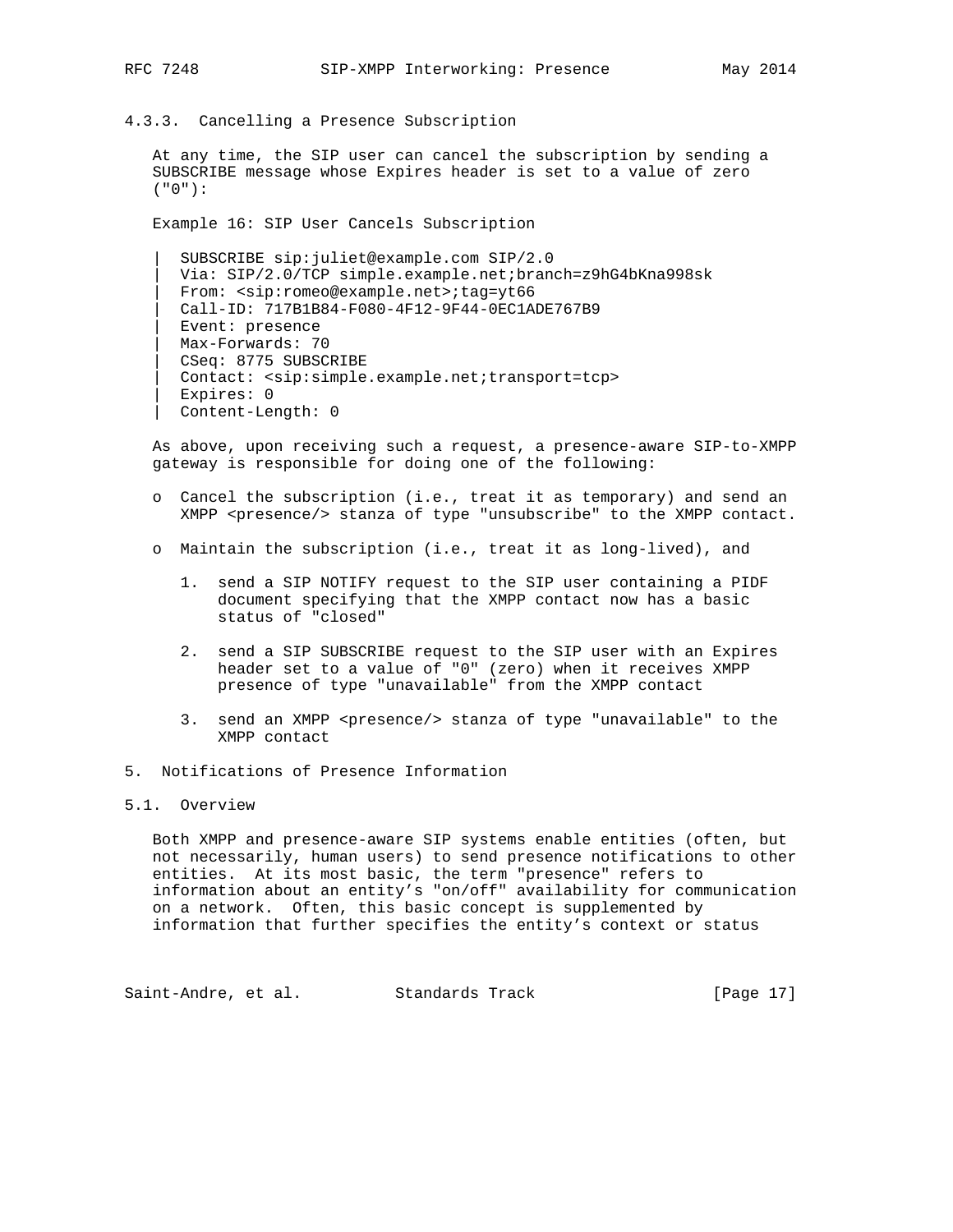### 4.3.3. Cancelling a Presence Subscription

At any time, the SIP user can cancel the subscription by sending a SUBSCRIBE message whose Expires header is set to a value of zero ("0"):

Example 16: SIP User Cancels Subscription

```
|  SUBSCRIBE sip:juliet@example.com SIP/2.0
|  Via: SIP/2.0/TCP simple.example.net;branch=z9hG4bKna998sk
|  From: <sip:romeo@example.net>;tag=yt66
|  Call-ID: 717B1B84-F080-4F12-9F44-0EC1ADE767B9
|  Event: presence
|  Max-Forwards: 70
|  CSeq: 8775 SUBSCRIBE
|  Contact: <sip:simple.example.net;transport=tcp>
|  Expires: 0
|  Content-Length: 0
```

As above, upon receiving such a request, a presence-aware SIP-to-XMPP gateway is responsible for doing one of the following:

- Cancel the subscription (i.e., treat it as temporary) and send an XMPP <presence/> stanza of type "unsubscribe" to the XMPP contact.
- Maintain the subscription (i.e., treat it as long-lived), and
  1. send a SIP NOTIFY request to the SIP user containing a PIDF document specifying that the XMPP contact now has a basic status of "closed"
  2. send a SIP SUBSCRIBE request to the SIP user with an Expires header set to a value of "0" (zero) when it receives XMPP presence of type "unavailable" from the XMPP contact
  3. send an XMPP <presence/> stanza of type "unavailable" to the XMPP contact

# 5. Notifications of Presence Information

## 5.1. Overview

Both XMPP and presence-aware SIP systems enable entities (often, but not necessarily, human users) to send presence notifications to other entities. At its most basic, the term "presence" refers to information about an entity's "on/off" availability for communication on a network. Often, this basic concept is supplemented by information that further specifies the entity's context or status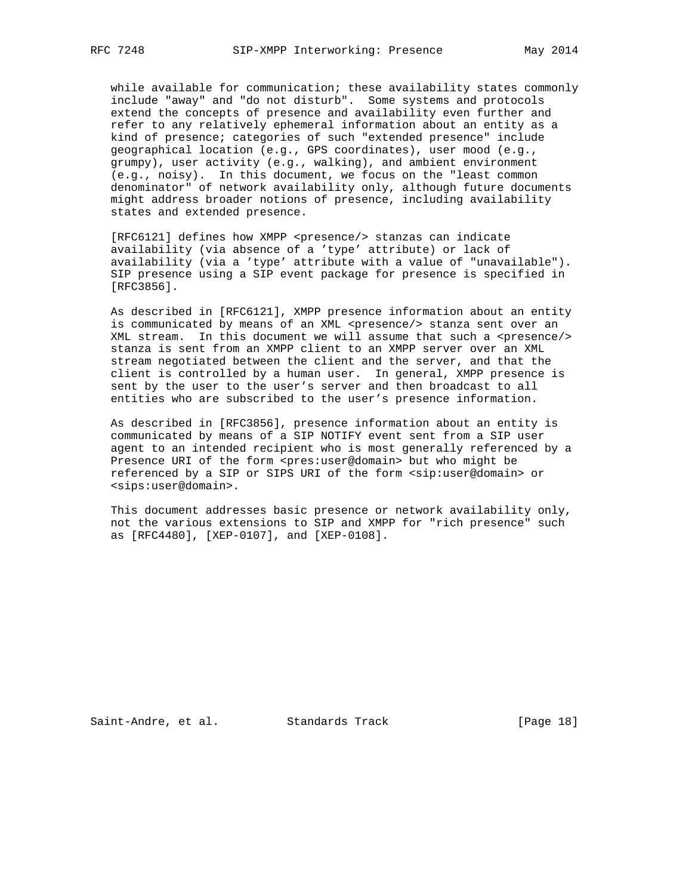while available for communication; these availability states commonly include "away" and "do not disturb". Some systems and protocols extend the concepts of presence and availability even further and refer to any relatively ephemeral information about an entity as a kind of presence; categories of such "extended presence" include geographical location (e.g., GPS coordinates), user mood (e.g., grumpy), user activity (e.g., walking), and ambient environment (e.g., noisy). In this document, we focus on the "least common denominator" of network availability only, although future documents might address broader notions of presence, including availability states and extended presence.

[RFC6121] defines how XMPP <presence/> stanzas can indicate availability (via absence of a 'type' attribute) or lack of availability (via a 'type' attribute with a value of "unavailable"). SIP presence using a SIP event package for presence is specified in [RFC3856].

As described in [RFC6121], XMPP presence information about an entity is communicated by means of an XML <presence/> stanza sent over an XML stream. In this document we will assume that such a <presence/> stanza is sent from an XMPP client to an XMPP server over an XML stream negotiated between the client and the server, and that the client is controlled by a human user. In general, XMPP presence is sent by the user to the user's server and then broadcast to all entities who are subscribed to the user's presence information.

As described in [RFC3856], presence information about an entity is communicated by means of a SIP NOTIFY event sent from a SIP user agent to an intended recipient who is most generally referenced by a Presence URI of the form <pres:user@domain> but who might be referenced by a SIP or SIPS URI of the form <sip:user@domain> or <sips:user@domain>.

This document addresses basic presence or network availability only, not the various extensions to SIP and XMPP for "rich presence" such as [RFC4480], [XEP-0107], and [XEP-0108].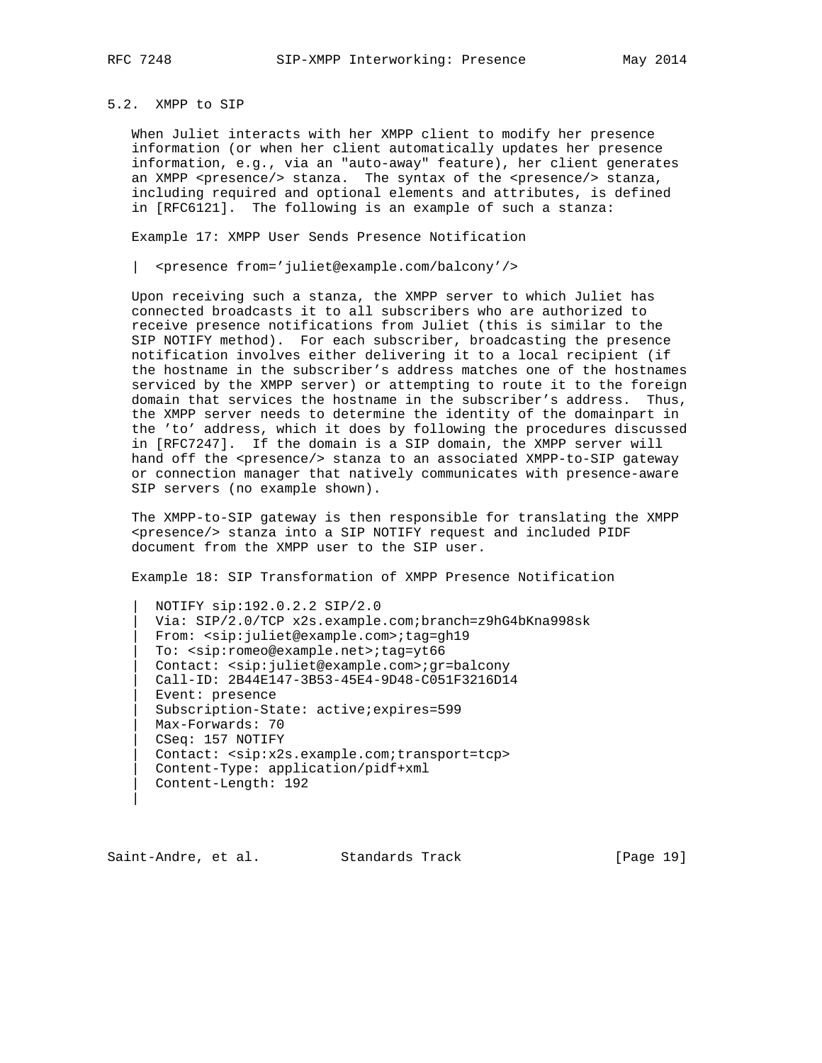### 5.2. XMPP to SIP

When Juliet interacts with her XMPP client to modify her presence information (or when her client automatically updates her presence information, e.g., via an "auto-away" feature), her client generates an XMPP <presence/> stanza. The syntax of the <presence/> stanza, including required and optional elements and attributes, is defined in [RFC6121]. The following is an example of such a stanza:

Example 17: XMPP User Sends Presence Notification

```
|  <presence from='juliet@example.com/balcony'/>
```

Upon receiving such a stanza, the XMPP server to which Juliet has connected broadcasts it to all subscribers who are authorized to receive presence notifications from Juliet (this is similar to the SIP NOTIFY method). For each subscriber, broadcasting the presence notification involves either delivering it to a local recipient (if the hostname in the subscriber's address matches one of the hostnames serviced by the XMPP server) or attempting to route it to the foreign domain that services the hostname in the subscriber's address. Thus, the XMPP server needs to determine the identity of the domainpart in the 'to' address, which it does by following the procedures discussed in [RFC7247]. If the domain is a SIP domain, the XMPP server will hand off the <presence/> stanza to an associated XMPP-to-SIP gateway or connection manager that natively communicates with presence-aware SIP servers (no example shown).

The XMPP-to-SIP gateway is then responsible for translating the XMPP <presence/> stanza into a SIP NOTIFY request and included PIDF document from the XMPP user to the SIP user.

Example 18: SIP Transformation of XMPP Presence Notification

```
|  NOTIFY sip:192.0.2.2 SIP/2.0
|  Via: SIP/2.0/TCP x2s.example.com;branch=z9hG4bKna998sk
|  From: <sip:juliet@example.com>;tag=gh19
|  To: <sip:romeo@example.net>;tag=yt66
|  Contact: <sip:juliet@example.com>;gr=balcony
|  Call-ID: 2B44E147-3B53-45E4-9D48-C051F3216D14
|  Event: presence
|  Subscription-State: active;expires=599
|  Max-Forwards: 70
|  CSeq: 157 NOTIFY
|  Contact: <sip:x2s.example.com;transport=tcp>
|  Content-Type: application/pidf+xml
|  Content-Length: 192
|
```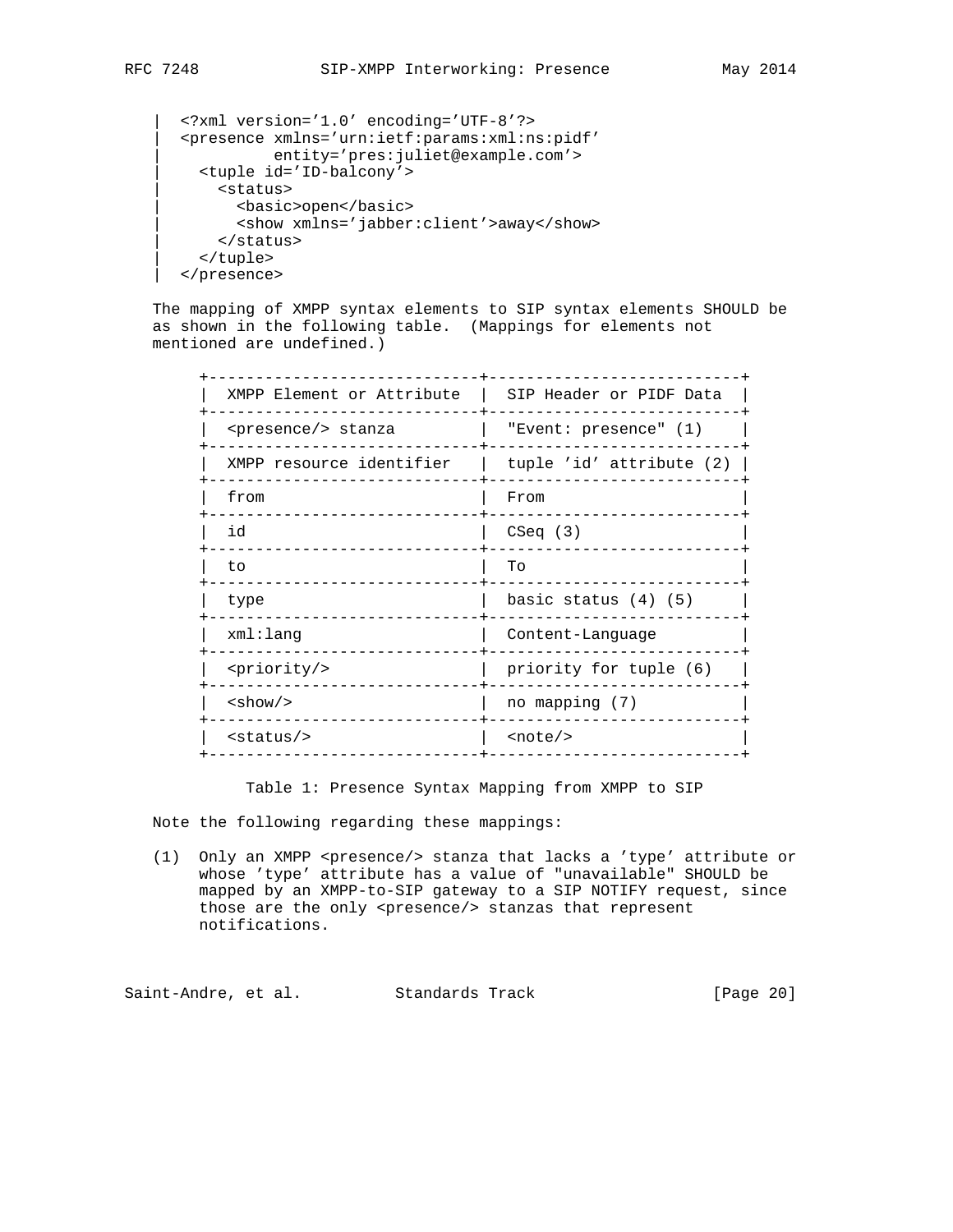```
|  <?xml version='1.0' encoding='UTF-8'?>
|  <presence xmlns='urn:ietf:params:xml:ns:pidf'
|            entity='pres:juliet@example.com'>
|    <tuple id='ID-balcony'>
|      <status>
|        <basic>open</basic>
|        <show xmlns='jabber:client'>away</show>
|      </status>
|    </tuple>
|  </presence>
```

The mapping of XMPP syntax elements to SIP syntax elements SHOULD be as shown in the following table. (Mappings for elements not mentioned are undefined.)

| XMPP Element or Attribute | SIP Header or PIDF Data |
|---|---|
| <presence/> stanza | "Event: presence" (1) |
| XMPP resource identifier | tuple 'id' attribute (2) |
| from | From |
| id | CSeq (3) |
| to | To |
| type | basic status (4) (5) |
| xml:lang | Content-Language |
| <priority/> | priority for tuple (6) |
| <show/> | no mapping (7) |
| <status/> | <note/> |

Table 1: Presence Syntax Mapping from XMPP to SIP

Note the following regarding these mappings:

(1) Only an XMPP <presence/> stanza that lacks a 'type' attribute or whose 'type' attribute has a value of "unavailable" SHOULD be mapped by an XMPP-to-SIP gateway to a SIP NOTIFY request, since those are the only <presence/> stanzas that represent notifications.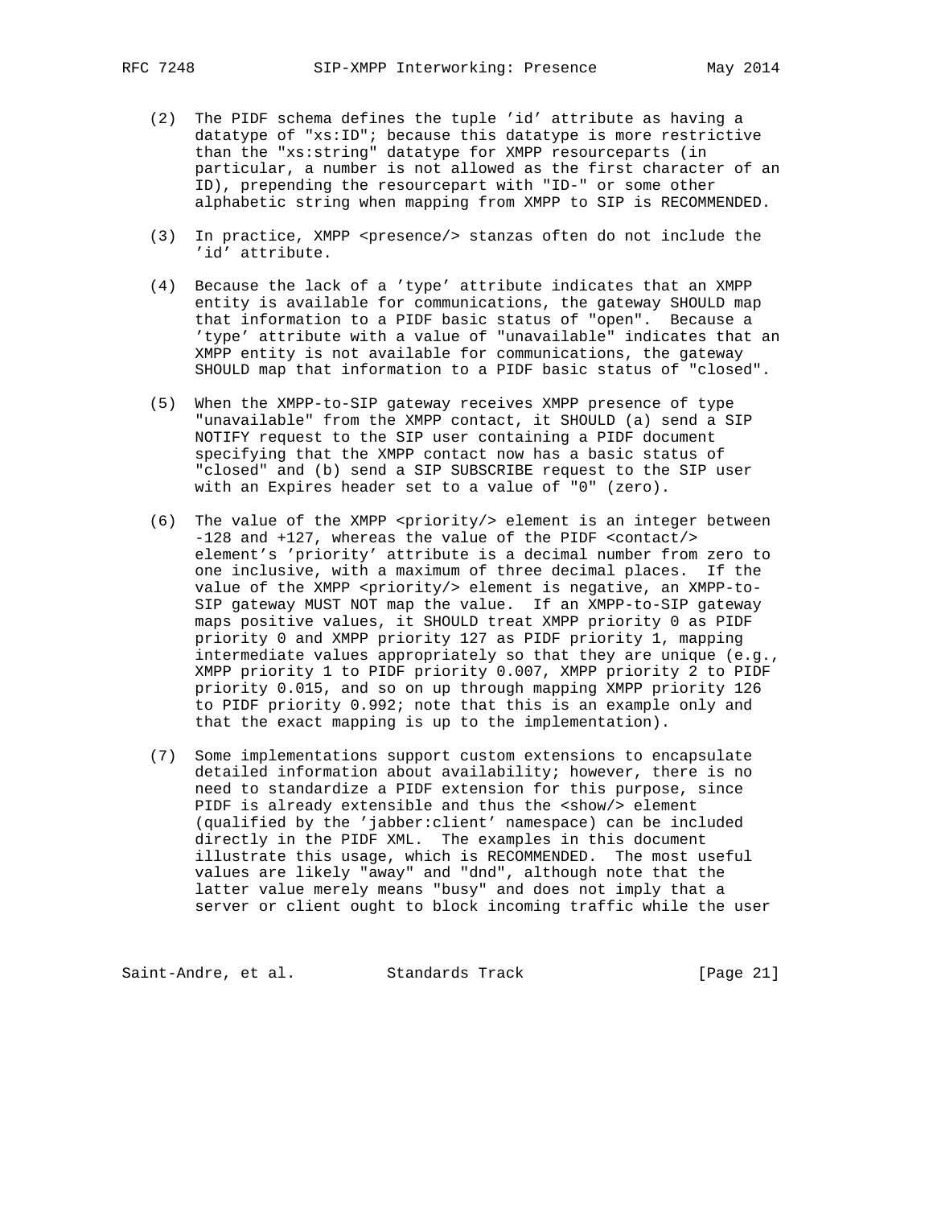(2) The PIDF schema defines the tuple 'id' attribute as having a datatype of "xs:ID"; because this datatype is more restrictive than the "xs:string" datatype for XMPP resourceparts (in particular, a number is not allowed as the first character of an ID), prepending the resourcepart with "ID-" or some other alphabetic string when mapping from XMPP to SIP is RECOMMENDED.

(3) In practice, XMPP <presence/> stanzas often do not include the 'id' attribute.

(4) Because the lack of a 'type' attribute indicates that an XMPP entity is available for communications, the gateway SHOULD map that information to a PIDF basic status of "open". Because a 'type' attribute with a value of "unavailable" indicates that an XMPP entity is not available for communications, the gateway SHOULD map that information to a PIDF basic status of "closed".

(5) When the XMPP-to-SIP gateway receives XMPP presence of type "unavailable" from the XMPP contact, it SHOULD (a) send a SIP NOTIFY request to the SIP user containing a PIDF document specifying that the XMPP contact now has a basic status of "closed" and (b) send a SIP SUBSCRIBE request to the SIP user with an Expires header set to a value of "0" (zero).

(6) The value of the XMPP <priority/> element is an integer between -128 and +127, whereas the value of the PIDF <contact/> element's 'priority' attribute is a decimal number from zero to one inclusive, with a maximum of three decimal places. If the value of the XMPP <priority/> element is negative, an XMPP-to-SIP gateway MUST NOT map the value. If an XMPP-to-SIP gateway maps positive values, it SHOULD treat XMPP priority 0 as PIDF priority 0 and XMPP priority 127 as PIDF priority 1, mapping intermediate values appropriately so that they are unique (e.g., XMPP priority 1 to PIDF priority 0.007, XMPP priority 2 to PIDF priority 0.015, and so on up through mapping XMPP priority 126 to PIDF priority 0.992; note that this is an example only and that the exact mapping is up to the implementation).

(7) Some implementations support custom extensions to encapsulate detailed information about availability; however, there is no need to standardize a PIDF extension for this purpose, since PIDF is already extensible and thus the <show/> element (qualified by the 'jabber:client' namespace) can be included directly in the PIDF XML. The examples in this document illustrate this usage, which is RECOMMENDED. The most useful values are likely "away" and "dnd", although note that the latter value merely means "busy" and does not imply that a server or client ought to block incoming traffic while the user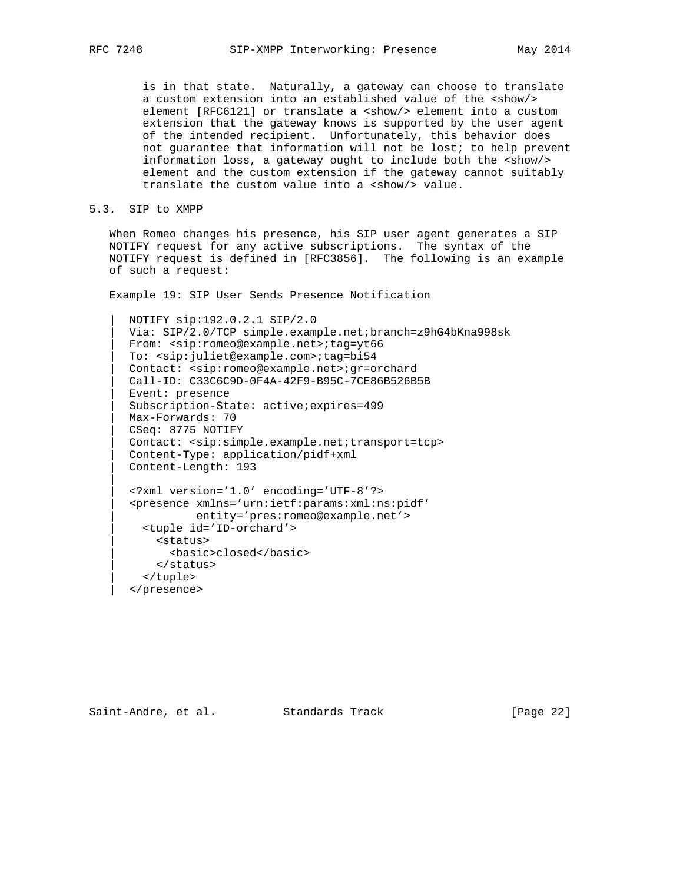is in that state. Naturally, a gateway can choose to translate a custom extension into an established value of the <show/> element [RFC6121] or translate a <show/> element into a custom extension that the gateway knows is supported by the user agent of the intended recipient. Unfortunately, this behavior does not guarantee that information will not be lost; to help prevent information loss, a gateway ought to include both the <show/> element and the custom extension if the gateway cannot suitably translate the custom value into a <show/> value.

### 5.3. SIP to XMPP

When Romeo changes his presence, his SIP user agent generates a SIP NOTIFY request for any active subscriptions. The syntax of the NOTIFY request is defined in [RFC3856]. The following is an example of such a request:

Example 19: SIP User Sends Presence Notification

```
|  NOTIFY sip:192.0.2.1 SIP/2.0
|  Via: SIP/2.0/TCP simple.example.net;branch=z9hG4bKna998sk
|  From: <sip:romeo@example.net>;tag=yt66
|  To: <sip:juliet@example.com>;tag=bi54
|  Contact: <sip:romeo@example.net>;gr=orchard
|  Call-ID: C33C6C9D-0F4A-42F9-B95C-7CE86B526B5B
|  Event: presence
|  Subscription-State: active;expires=499
|  Max-Forwards: 70
|  CSeq: 8775 NOTIFY
|  Contact: <sip:simple.example.net;transport=tcp>
|  Content-Type: application/pidf+xml
|  Content-Length: 193
|
|  <?xml version='1.0' encoding='UTF-8'?>
|  <presence xmlns='urn:ietf:params:xml:ns:pidf'
|            entity='pres:romeo@example.net'>
|    <tuple id='ID-orchard'>
|      <status>
|        <basic>closed</basic>
|      </status>
|    </tuple>
|  </presence>
```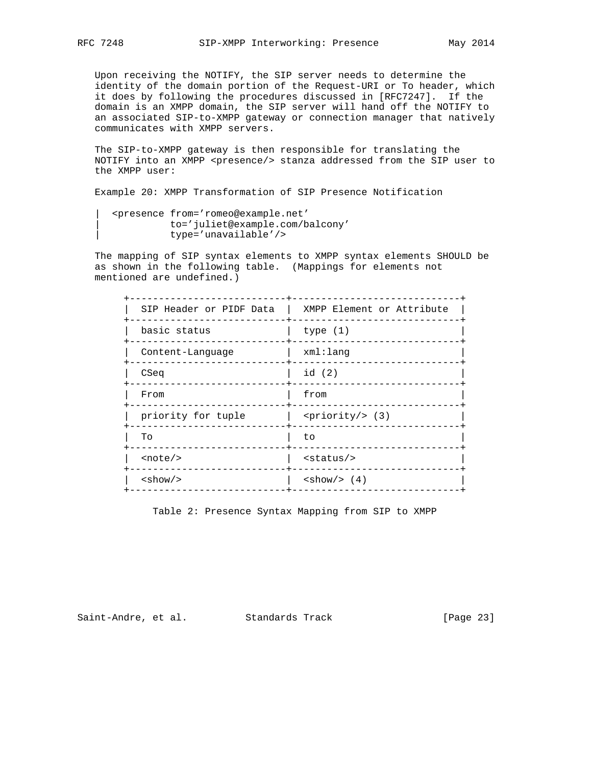Upon receiving the NOTIFY, the SIP server needs to determine the identity of the domain portion of the Request-URI or To header, which it does by following the procedures discussed in [RFC7247]. If the domain is an XMPP domain, the SIP server will hand off the NOTIFY to an associated SIP-to-XMPP gateway or connection manager that natively communicates with XMPP servers.

The SIP-to-XMPP gateway is then responsible for translating the NOTIFY into an XMPP <presence/> stanza addressed from the SIP user to the XMPP user:

Example 20: XMPP Transformation of SIP Presence Notification

```
|  <presence from='romeo@example.net'
|            to='juliet@example.com/balcony'
|            type='unavailable'/>
```

The mapping of SIP syntax elements to XMPP syntax elements SHOULD be as shown in the following table. (Mappings for elements not mentioned are undefined.)

| SIP Header or PIDF Data | XMPP Element or Attribute |
|---|---|
| basic status | type (1) |
| Content-Language | xml:lang |
| CSeq | id (2) |
| From | from |
| priority for tuple | <priority/> (3) |
| To | to |
| <note/> | <status/> |
| <show/> | <show/> (4) |

Table 2: Presence Syntax Mapping from SIP to XMPP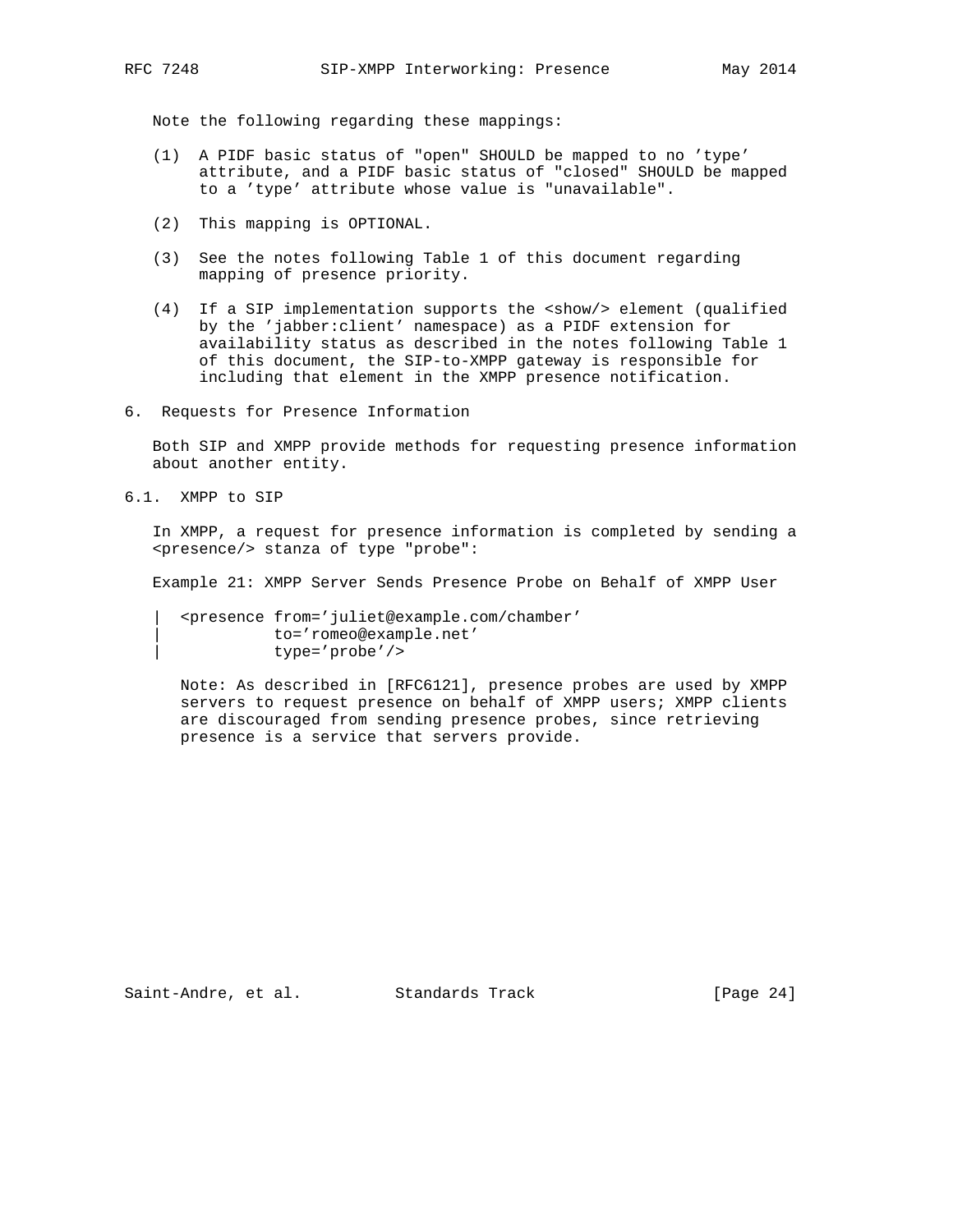Note the following regarding these mappings:

(1) A PIDF basic status of "open" SHOULD be mapped to no 'type' attribute, and a PIDF basic status of "closed" SHOULD be mapped to a 'type' attribute whose value is "unavailable".

(2) This mapping is OPTIONAL.

(3) See the notes following Table 1 of this document regarding mapping of presence priority.

(4) If a SIP implementation supports the <show/> element (qualified by the 'jabber:client' namespace) as a PIDF extension for availability status as described in the notes following Table 1 of this document, the SIP-to-XMPP gateway is responsible for including that element in the XMPP presence notification.

## 6. Requests for Presence Information

Both SIP and XMPP provide methods for requesting presence information about another entity.

### 6.1. XMPP to SIP

In XMPP, a request for presence information is completed by sending a <presence/> stanza of type "probe":

Example 21: XMPP Server Sends Presence Probe on Behalf of XMPP User

```
| <presence from='juliet@example.com/chamber'
|           to='romeo@example.net'
|           type='probe'/>
```

> Note: As described in [RFC6121], presence probes are used by XMPP servers to request presence on behalf of XMPP users; XMPP clients are discouraged from sending presence probes, since retrieving presence is a service that servers provide.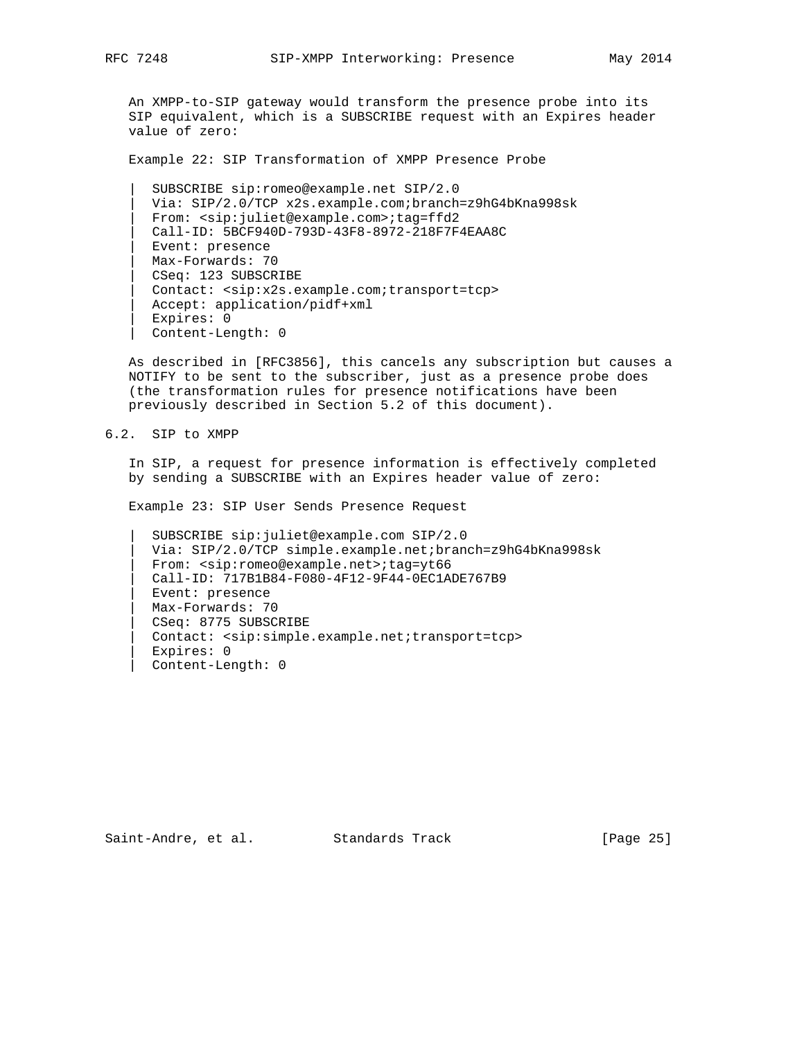An XMPP-to-SIP gateway would transform the presence probe into its SIP equivalent, which is a SUBSCRIBE request with an Expires header value of zero:

Example 22: SIP Transformation of XMPP Presence Probe

```
|  SUBSCRIBE sip:romeo@example.net SIP/2.0
|  Via: SIP/2.0/TCP x2s.example.com;branch=z9hG4bKna998sk
|  From: <sip:juliet@example.com>;tag=ffd2
|  Call-ID: 5BCF940D-793D-43F8-8972-218F7F4EAA8C
|  Event: presence
|  Max-Forwards: 70
|  CSeq: 123 SUBSCRIBE
|  Contact: <sip:x2s.example.com;transport=tcp>
|  Accept: application/pidf+xml
|  Expires: 0
|  Content-Length: 0
```

As described in [RFC3856], this cancels any subscription but causes a NOTIFY to be sent to the subscriber, just as a presence probe does (the transformation rules for presence notifications have been previously described in Section 5.2 of this document).

## 6.2. SIP to XMPP

In SIP, a request for presence information is effectively completed by sending a SUBSCRIBE with an Expires header value of zero:

Example 23: SIP User Sends Presence Request

```
|  SUBSCRIBE sip:juliet@example.com SIP/2.0
|  Via: SIP/2.0/TCP simple.example.net;branch=z9hG4bKna998sk
|  From: <sip:romeo@example.net>;tag=yt66
|  Call-ID: 717B1B84-F080-4F12-9F44-0EC1ADE767B9
|  Event: presence
|  Max-Forwards: 70
|  CSeq: 8775 SUBSCRIBE
|  Contact: <sip:simple.example.net;transport=tcp>
|  Expires: 0
|  Content-Length: 0
```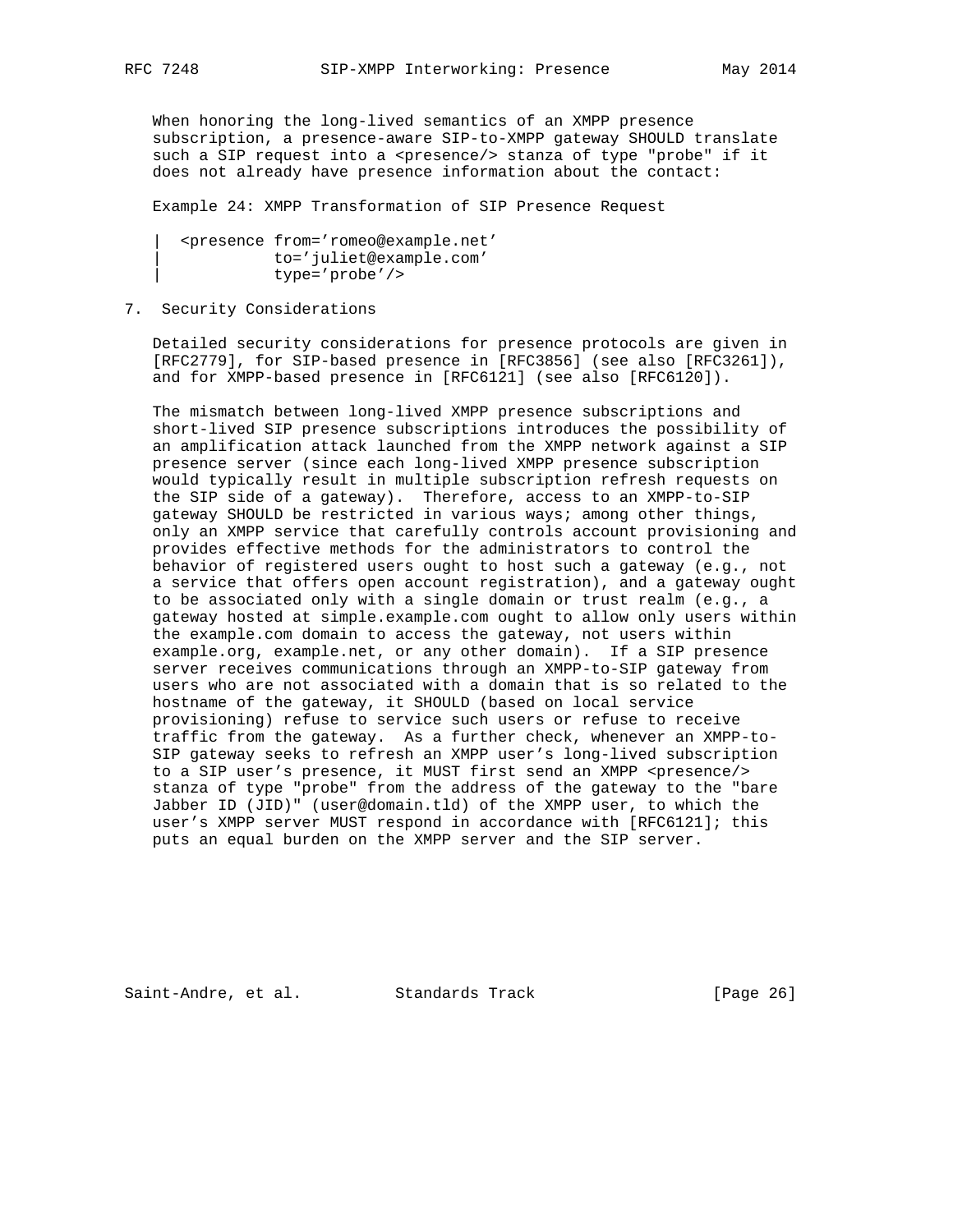When honoring the long-lived semantics of an XMPP presence subscription, a presence-aware SIP-to-XMPP gateway SHOULD translate such a SIP request into a <presence/> stanza of type "probe" if it does not already have presence information about the contact:

Example 24: XMPP Transformation of SIP Presence Request

```
|  <presence from='romeo@example.net'
|            to='juliet@example.com'
|            type='probe'/>
```

## 7. Security Considerations

Detailed security considerations for presence protocols are given in [RFC2779], for SIP-based presence in [RFC3856] (see also [RFC3261]), and for XMPP-based presence in [RFC6121] (see also [RFC6120]).

The mismatch between long-lived XMPP presence subscriptions and short-lived SIP presence subscriptions introduces the possibility of an amplification attack launched from the XMPP network against a SIP presence server (since each long-lived XMPP presence subscription would typically result in multiple subscription refresh requests on the SIP side of a gateway). Therefore, access to an XMPP-to-SIP gateway SHOULD be restricted in various ways; among other things, only an XMPP service that carefully controls account provisioning and provides effective methods for the administrators to control the behavior of registered users ought to host such a gateway (e.g., not a service that offers open account registration), and a gateway ought to be associated only with a single domain or trust realm (e.g., a gateway hosted at simple.example.com ought to allow only users within the example.com domain to access the gateway, not users within example.org, example.net, or any other domain). If a SIP presence server receives communications through an XMPP-to-SIP gateway from users who are not associated with a domain that is so related to the hostname of the gateway, it SHOULD (based on local service provisioning) refuse to service such users or refuse to receive traffic from the gateway. As a further check, whenever an XMPP-to-SIP gateway seeks to refresh an XMPP user's long-lived subscription to a SIP user's presence, it MUST first send an XMPP <presence/> stanza of type "probe" from the address of the gateway to the "bare Jabber ID (JID)" (user@domain.tld) of the XMPP user, to which the user's XMPP server MUST respond in accordance with [RFC6121]; this puts an equal burden on the XMPP server and the SIP server.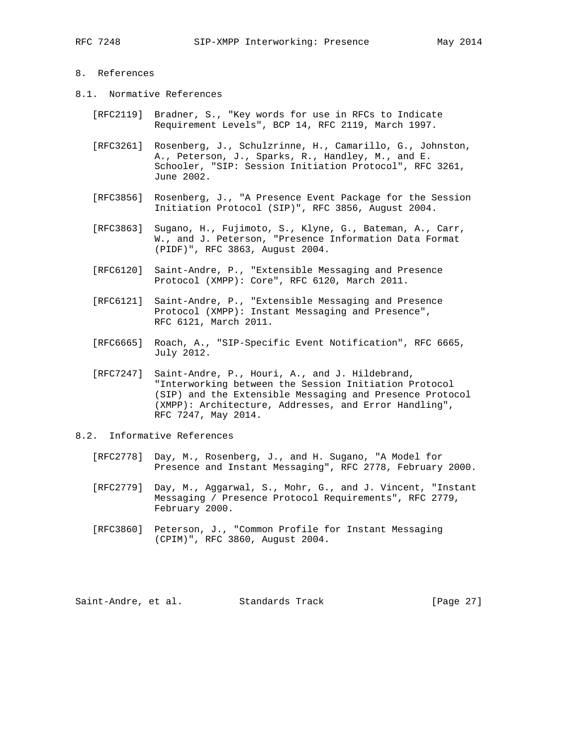## 8. References

### 8.1. Normative References

[RFC2119] Bradner, S., "Key words for use in RFCs to Indicate Requirement Levels", BCP 14, RFC 2119, March 1997.

[RFC3261] Rosenberg, J., Schulzrinne, H., Camarillo, G., Johnston, A., Peterson, J., Sparks, R., Handley, M., and E. Schooler, "SIP: Session Initiation Protocol", RFC 3261, June 2002.

[RFC3856] Rosenberg, J., "A Presence Event Package for the Session Initiation Protocol (SIP)", RFC 3856, August 2004.

[RFC3863] Sugano, H., Fujimoto, S., Klyne, G., Bateman, A., Carr, W., and J. Peterson, "Presence Information Data Format (PIDF)", RFC 3863, August 2004.

[RFC6120] Saint-Andre, P., "Extensible Messaging and Presence Protocol (XMPP): Core", RFC 6120, March 2011.

[RFC6121] Saint-Andre, P., "Extensible Messaging and Presence Protocol (XMPP): Instant Messaging and Presence", RFC 6121, March 2011.

[RFC6665] Roach, A., "SIP-Specific Event Notification", RFC 6665, July 2012.

[RFC7247] Saint-Andre, P., Houri, A., and J. Hildebrand, "Interworking between the Session Initiation Protocol (SIP) and the Extensible Messaging and Presence Protocol (XMPP): Architecture, Addresses, and Error Handling", RFC 7247, May 2014.

### 8.2. Informative References

[RFC2778] Day, M., Rosenberg, J., and H. Sugano, "A Model for Presence and Instant Messaging", RFC 2778, February 2000.

[RFC2779] Day, M., Aggarwal, S., Mohr, G., and J. Vincent, "Instant Messaging / Presence Protocol Requirements", RFC 2779, February 2000.

[RFC3860] Peterson, J., "Common Profile for Instant Messaging (CPIM)", RFC 3860, August 2004.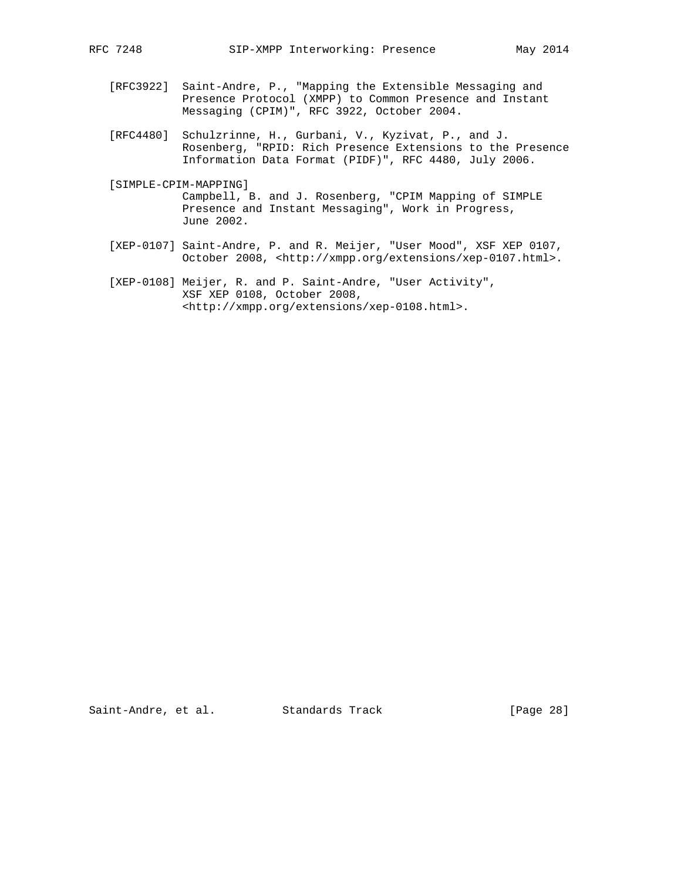[RFC3922] Saint-Andre, P., "Mapping the Extensible Messaging and Presence Protocol (XMPP) to Common Presence and Instant Messaging (CPIM)", RFC 3922, October 2004.

[RFC4480] Schulzrinne, H., Gurbani, V., Kyzivat, P., and J. Rosenberg, "RPID: Rich Presence Extensions to the Presence Information Data Format (PIDF)", RFC 4480, July 2006.

[SIMPLE-CPIM-MAPPING] Campbell, B. and J. Rosenberg, "CPIM Mapping of SIMPLE Presence and Instant Messaging", Work in Progress, June 2002.

[XEP-0107] Saint-Andre, P. and R. Meijer, "User Mood", XSF XEP 0107, October 2008, <http://xmpp.org/extensions/xep-0107.html>.

[XEP-0108] Meijer, R. and P. Saint-Andre, "User Activity", XSF XEP 0108, October 2008, <http://xmpp.org/extensions/xep-0108.html>.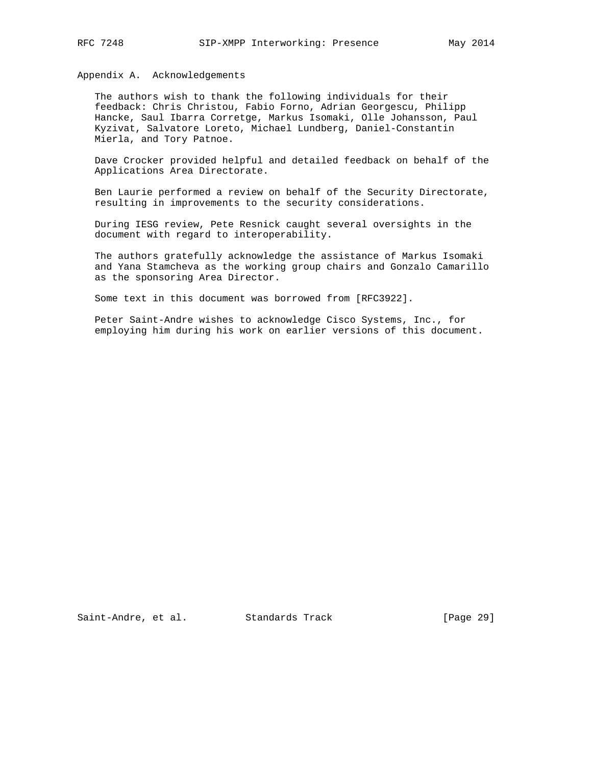## Appendix A. Acknowledgements

The authors wish to thank the following individuals for their feedback: Chris Christou, Fabio Forno, Adrian Georgescu, Philipp Hancke, Saul Ibarra Corretge, Markus Isomaki, Olle Johansson, Paul Kyzivat, Salvatore Loreto, Michael Lundberg, Daniel-Constantin Mierla, and Tory Patnoe.

Dave Crocker provided helpful and detailed feedback on behalf of the Applications Area Directorate.

Ben Laurie performed a review on behalf of the Security Directorate, resulting in improvements to the security considerations.

During IESG review, Pete Resnick caught several oversights in the document with regard to interoperability.

The authors gratefully acknowledge the assistance of Markus Isomaki and Yana Stamcheva as the working group chairs and Gonzalo Camarillo as the sponsoring Area Director.

Some text in this document was borrowed from [RFC3922].

Peter Saint-Andre wishes to acknowledge Cisco Systems, Inc., for employing him during his work on earlier versions of this document.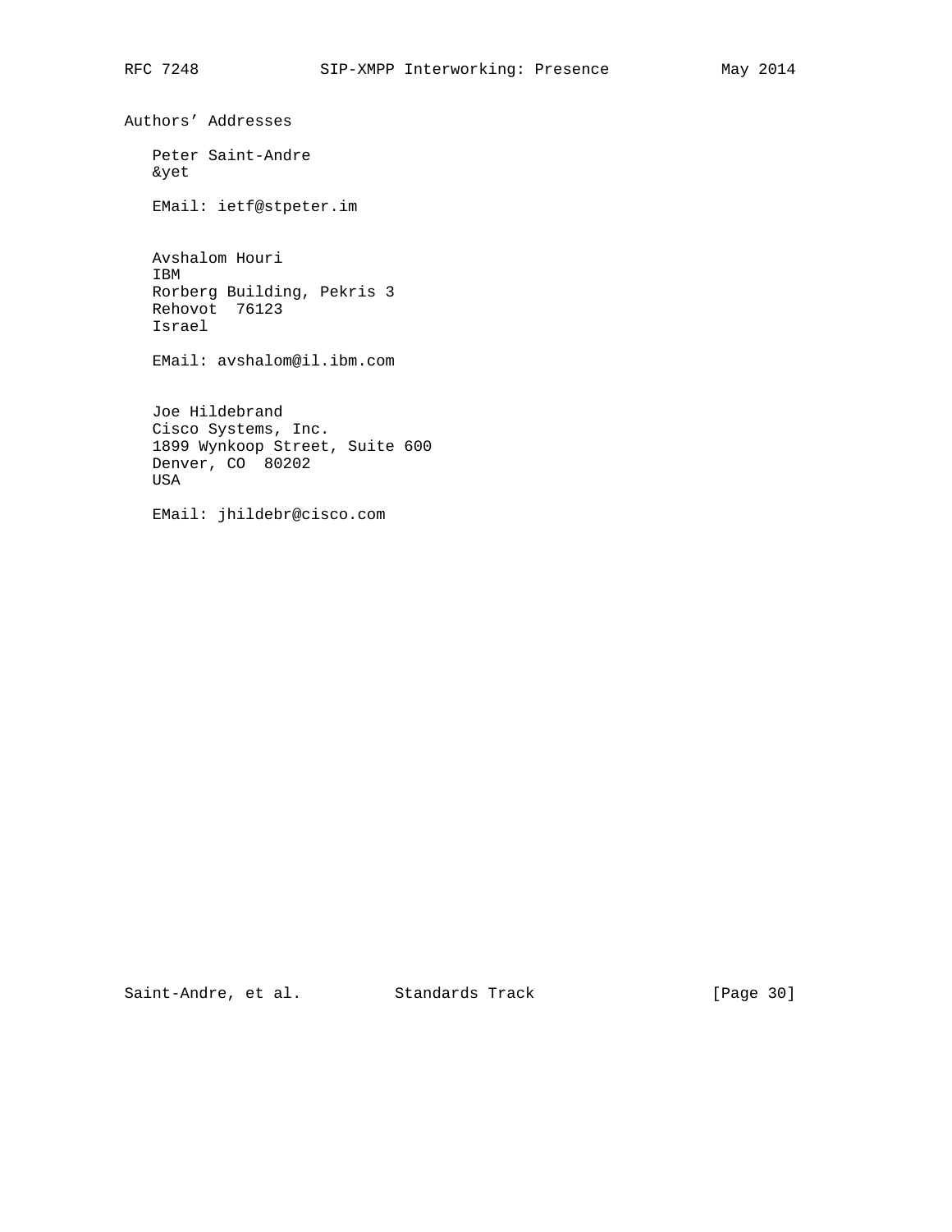## Authors' Addresses

Peter Saint-Andre
&yet

EMail: ietf@stpeter.im

Avshalom Houri
IBM
Rorberg Building, Pekris 3
Rehovot  76123
Israel

EMail: avshalom@il.ibm.com

Joe Hildebrand
Cisco Systems, Inc.
1899 Wynkoop Street, Suite 600
Denver, CO  80202
USA

EMail: jhildebr@cisco.com